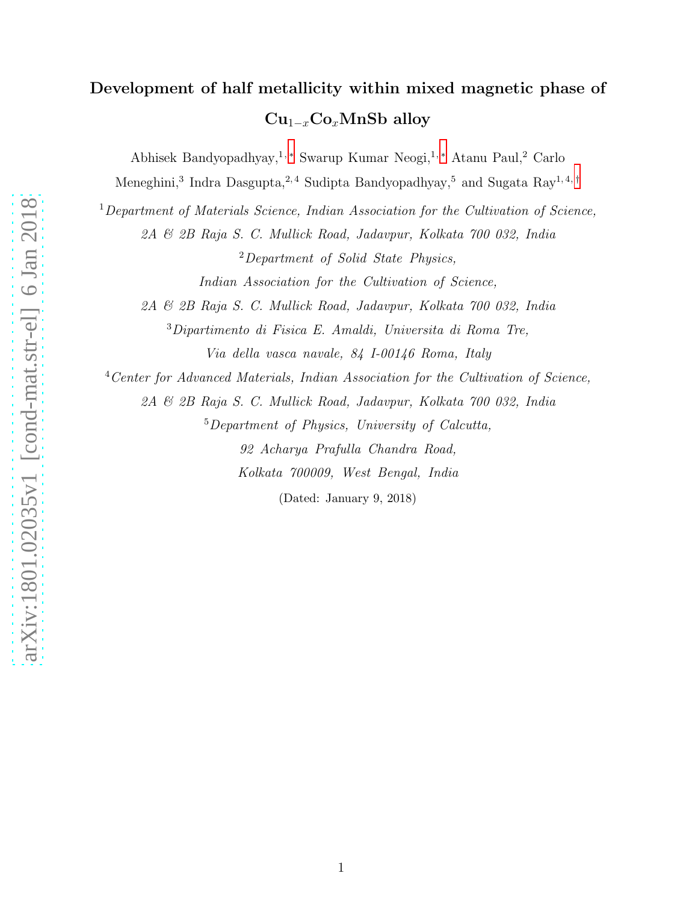# Development of half metallicity within mixed magnetic phase of $Cu_{1-x}Co_xMnSb$ alloy

Abhisek Bandyopadhyay,[1,*] Swarup Kumar Neogi,[1,*] Atanu Paul,[2] Carlo Meneghini,[3] Indra Dasgupta,[2,4] Sudipta Bandyopadhyay,[5] and Sugata Ray[1,4,†]

[1] *Department of Materials Science, Indian Association for the Cultivation of Science, 2A & 2B Raja S. C. Mullick Road, Jadavpur, Kolkata 700 032, India*

[2] *Department of Solid State Physics, Indian Association for the Cultivation of Science, 2A & 2B Raja S. C. Mullick Road, Jadavpur, Kolkata 700 032, India*

[3] *Dipartimento di Fisica E. Amaldi, Universita di Roma Tre, Via della vasca navale, 84 I-00146 Roma, Italy*

[4] *Center for Advanced Materials, Indian Association for the Cultivation of Science, 2A & 2B Raja S. C. Mullick Road, Jadavpur, Kolkata 700 032, India*

[5] *Department of Physics, University of Calcutta, 92 Acharya Prafulla Chandra Road, Kolkata 700009, West Bengal, India*

(Dated: January 9, 2018)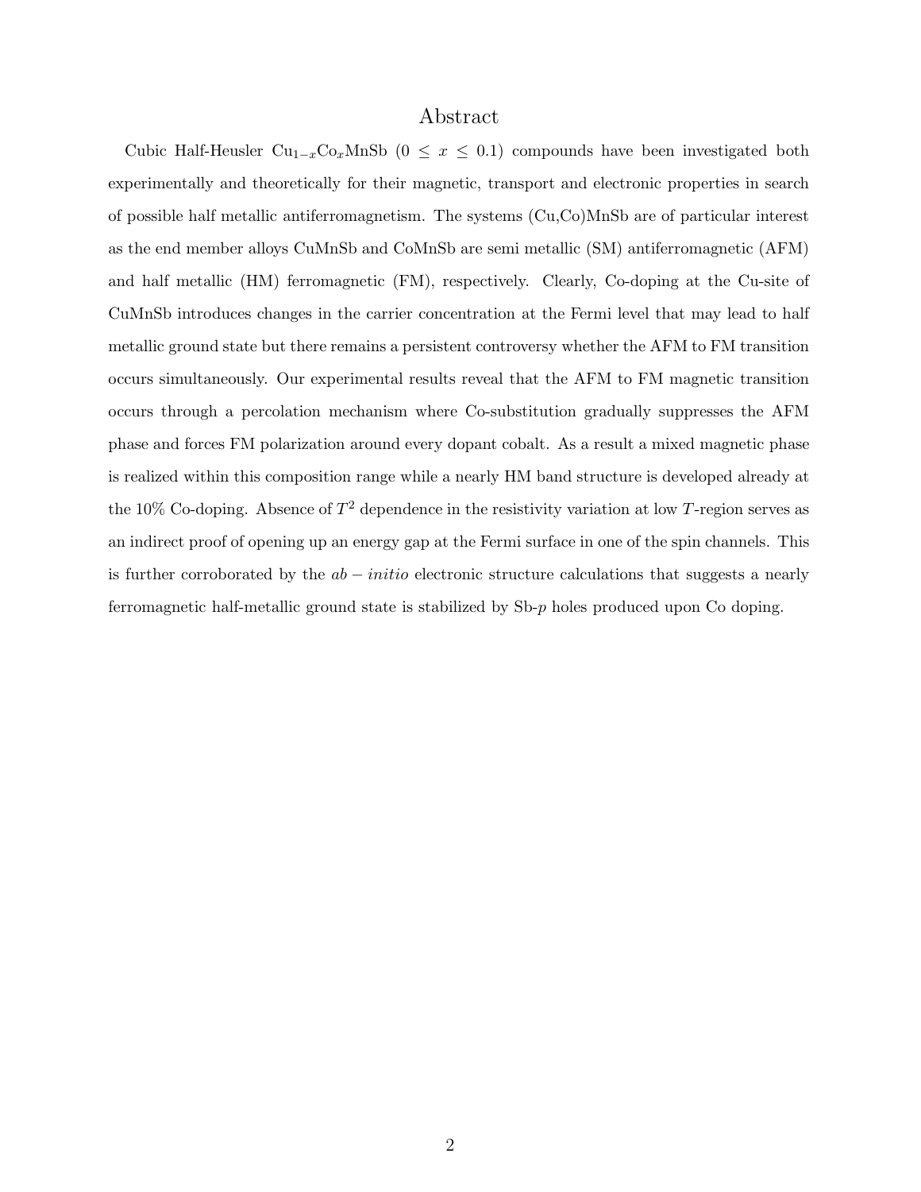## Abstract

Cubic Half-Heusler $Cu_{1-x}Co_xMnSb$ ($0 \leq x \leq 0.1$) compounds have been investigated both experimentally and theoretically for their magnetic, transport and electronic properties in search of possible half metallic antiferromagnetism. The systems (Cu,Co)MnSb are of particular interest as the end member alloys CuMnSb and CoMnSb are semi metallic (SM) antiferromagnetic (AFM) and half metallic (HM) ferromagnetic (FM), respectively. Clearly, Co-doping at the Cu-site of CuMnSb introduces changes in the carrier concentration at the Fermi level that may lead to half metallic ground state but there remains a persistent controversy whether the AFM to FM transition occurs simultaneously. Our experimental results reveal that the AFM to FM magnetic transition occurs through a percolation mechanism where Co-substitution gradually suppresses the AFM phase and forces FM polarization around every dopant cobalt. As a result a mixed magnetic phase is realized within this composition range while a nearly HM band structure is developed already at the 10% Co-doping. Absence of $T^2$ dependence in the resistivity variation at low $T$-region serves as an indirect proof of opening up an energy gap at the Fermi surface in one of the spin channels. This is further corroborated by the $ab-initio$ electronic structure calculations that suggests a nearly ferromagnetic half-metallic ground state is stabilized by Sb-$p$ holes produced upon Co doping.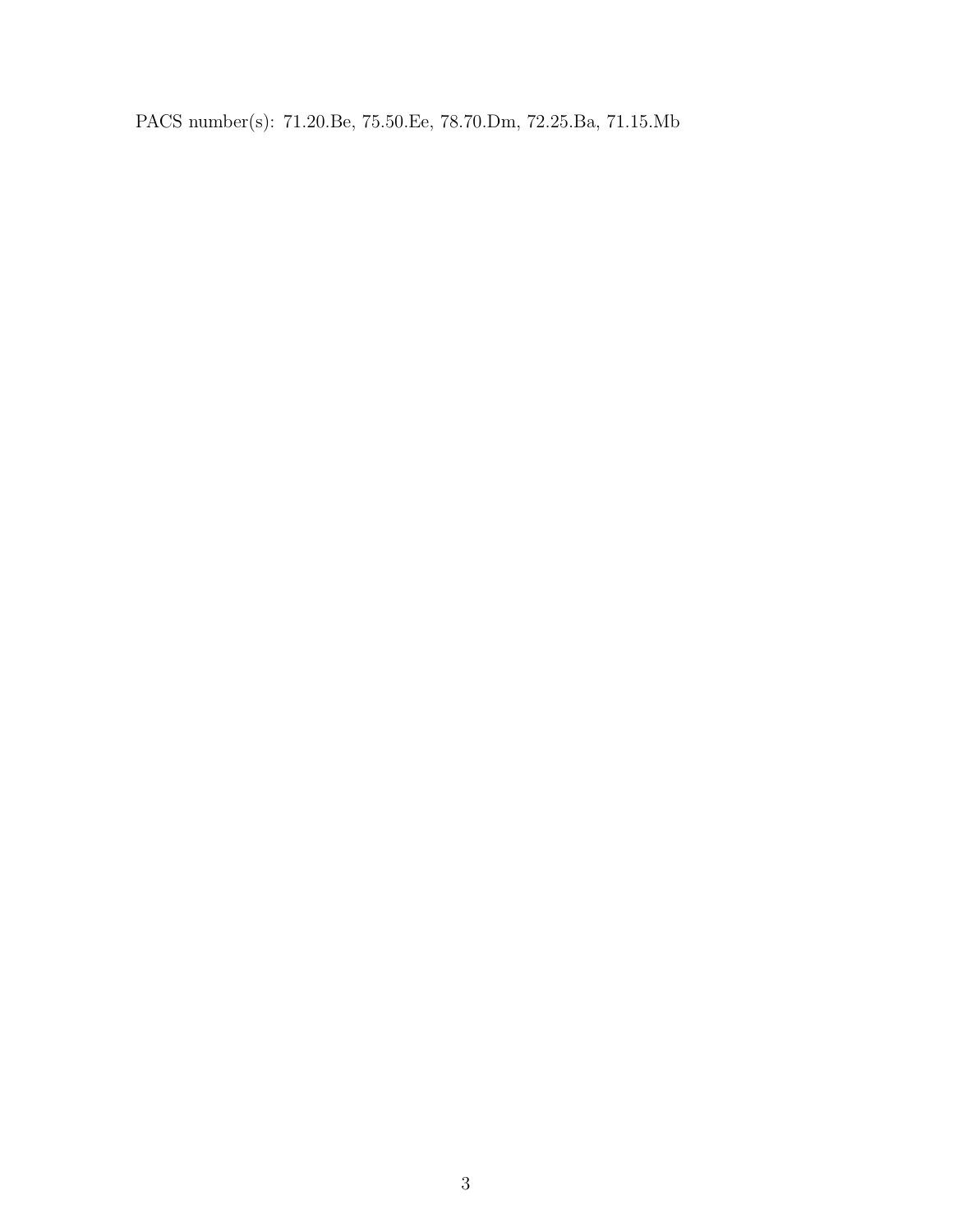PACS number(s): 71.20.Be, 75.50.Ee, 78.70.Dm, 72.25.Ba, 71.15.Mb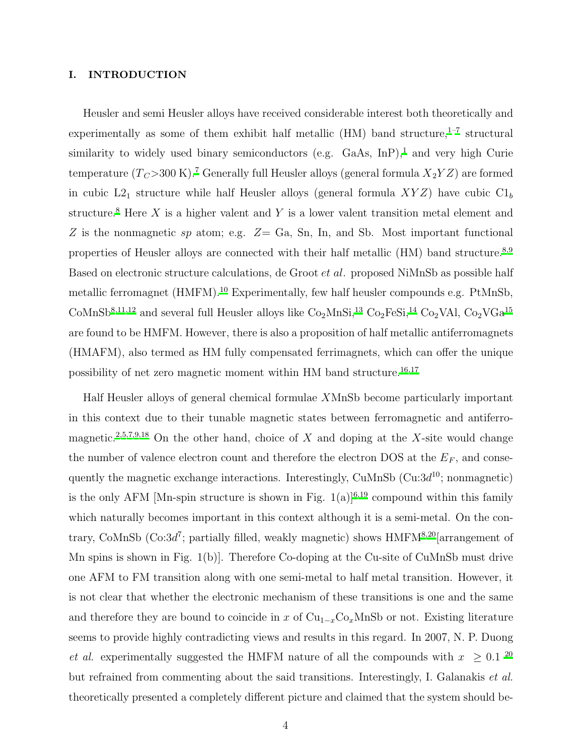## I. INTRODUCTION

Heusler and semi Heusler alloys have received considerable interest both theoretically and experimentally as some of them exhibit half metallic (HM) band structure,[1–7] structural similarity to widely used binary semiconductors (e.g. GaAs, InP),[1] and very high Curie temperature ($T_C$>300 K).[7] Generally full Heusler alloys (general formula $X_2YZ$) are formed in cubic L$2_1$ structure while half Heusler alloys (general formula $XYZ$) have cubic C$1_b$ structure.[8] Here $X$ is a higher valent and $Y$ is a lower valent transition metal element and $Z$ is the nonmagnetic *sp* atom; e.g. $Z$= Ga, Sn, In, and Sb. Most important functional properties of Heusler alloys are connected with their half metallic (HM) band structure.[8,9] Based on electronic structure calculations, de Groot *et al*. proposed NiMnSb as possible half metallic ferromagnet (HMFM).[10] Experimentally, few half heusler compounds e.g. PtMnSb, CoMnSb[8,11,12] and several full Heusler alloys like $Co_2MnSi$,[13] $Co_2FeSi$,[14] $Co_2VAl$, $Co_2VGa$[15] are found to be HMFM. However, there is also a proposition of half metallic antiferromagnets (HMAFM), also termed as HM fully compensated ferrimagnets, which can offer the unique possibility of net zero magnetic moment within HM band structure.[16,17]

Half Heusler alloys of general chemical formulae $X$MnSb become particularly important in this context due to their tunable magnetic states between ferromagnetic and antiferromagnetic.[2,5,7,9,18] On the other hand, choice of $X$ and doping at the $X$-site would change the number of valence electron count and therefore the electron DOS at the $E_F$, and consequently the magnetic exchange interactions. Interestingly, CuMnSb (Cu:3$d^{10}$; nonmagnetic) is the only AFM [Mn-spin structure is shown in Fig. 1(a)][6,19] compound within this family which naturally becomes important in this context although it is a semi-metal. On the contrary, CoMnSb (Co:3$d^7$; partially filled, weakly magnetic) shows HMFM[8,20][arrangement of Mn spins is shown in Fig. 1(b)]. Therefore Co-doping at the Cu-site of CuMnSb must drive one AFM to FM transition along with one semi-metal to half metal transition. However, it is not clear that whether the electronic mechanism of these transitions is one and the same and therefore they are bound to coincide in $x$ of $Cu_{1-x}Co_xMnSb$ or not. Existing literature seems to provide highly contradicting views and results in this regard. In 2007, N. P. Duong *et al.* experimentally suggested the HMFM nature of all the compounds with $x \geq 0.1$ [20] but refrained from commenting about the said transitions. Interestingly, I. Galanakis *et al.* theoretically presented a completely different picture and claimed that the system should be-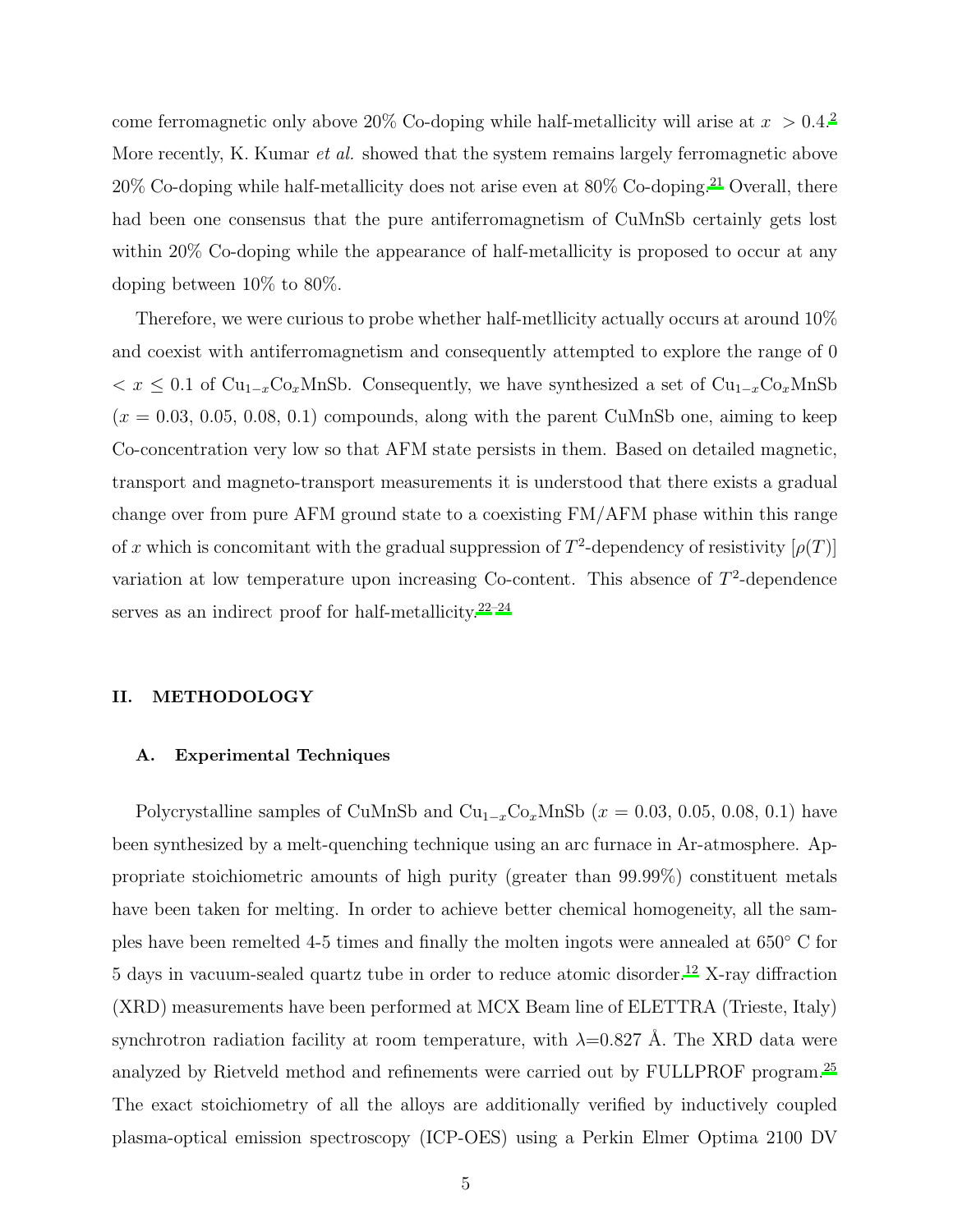come ferromagnetic only above 20% Co-doping while half-metallicity will arise at $x > 0.4$.[2] More recently, K. Kumar *et al.* showed that the system remains largely ferromagnetic above 20% Co-doping while half-metallicity does not arise even at 80% Co-doping.[21] Overall, there had been one consensus that the pure antiferromagnetism of CuMnSb certainly gets lost within 20% Co-doping while the appearance of half-metallicity is proposed to occur at any doping between 10% to 80%.

Therefore, we were curious to probe whether half-metllicity actually occurs at around 10% and coexist with antiferromagnetism and consequently attempted to explore the range of $0 < x \leq 0.1$ of $Cu_{1-x}Co_xMnSb$. Consequently, we have synthesized a set of $Cu_{1-x}Co_xMnSb$ ($x$ = 0.03, 0.05, 0.08, 0.1) compounds, along with the parent CuMnSb one, aiming to keep Co-concentration very low so that AFM state persists in them. Based on detailed magnetic, transport and magneto-transport measurements it is understood that there exists a gradual change over from pure AFM ground state to a coexisting FM/AFM phase within this range of $x$ which is concomitant with the gradual suppression of $T^2$-dependency of resistivity [$\rho(T)$] variation at low temperature upon increasing Co-content. This absence of $T^2$-dependence serves as an indirect proof for half-metallicity.[22–24]

## II. METHODOLOGY

### A. Experimental Techniques

Polycrystalline samples of CuMnSb and $Cu_{1-x}Co_xMnSb$ ($x$ = 0.03, 0.05, 0.08, 0.1) have been synthesized by a melt-quenching technique using an arc furnace in Ar-atmosphere. Appropriate stoichiometric amounts of high purity (greater than 99.99%) constituent metals have been taken for melting. In order to achieve better chemical homogeneity, all the samples have been remelted 4-5 times and finally the molten ingots were annealed at 650° C for 5 days in vacuum-sealed quartz tube in order to reduce atomic disorder.[12] X-ray diffraction (XRD) measurements have been performed at MCX Beam line of ELETTRA (Trieste, Italy) synchrotron radiation facility at room temperature, with $\lambda$=0.827 Å. The XRD data were analyzed by Rietveld method and refinements were carried out by FULLPROF program.[25] The exact stoichiometry of all the alloys are additionally verified by inductively coupled plasma-optical emission spectroscopy (ICP-OES) using a Perkin Elmer Optima 2100 DV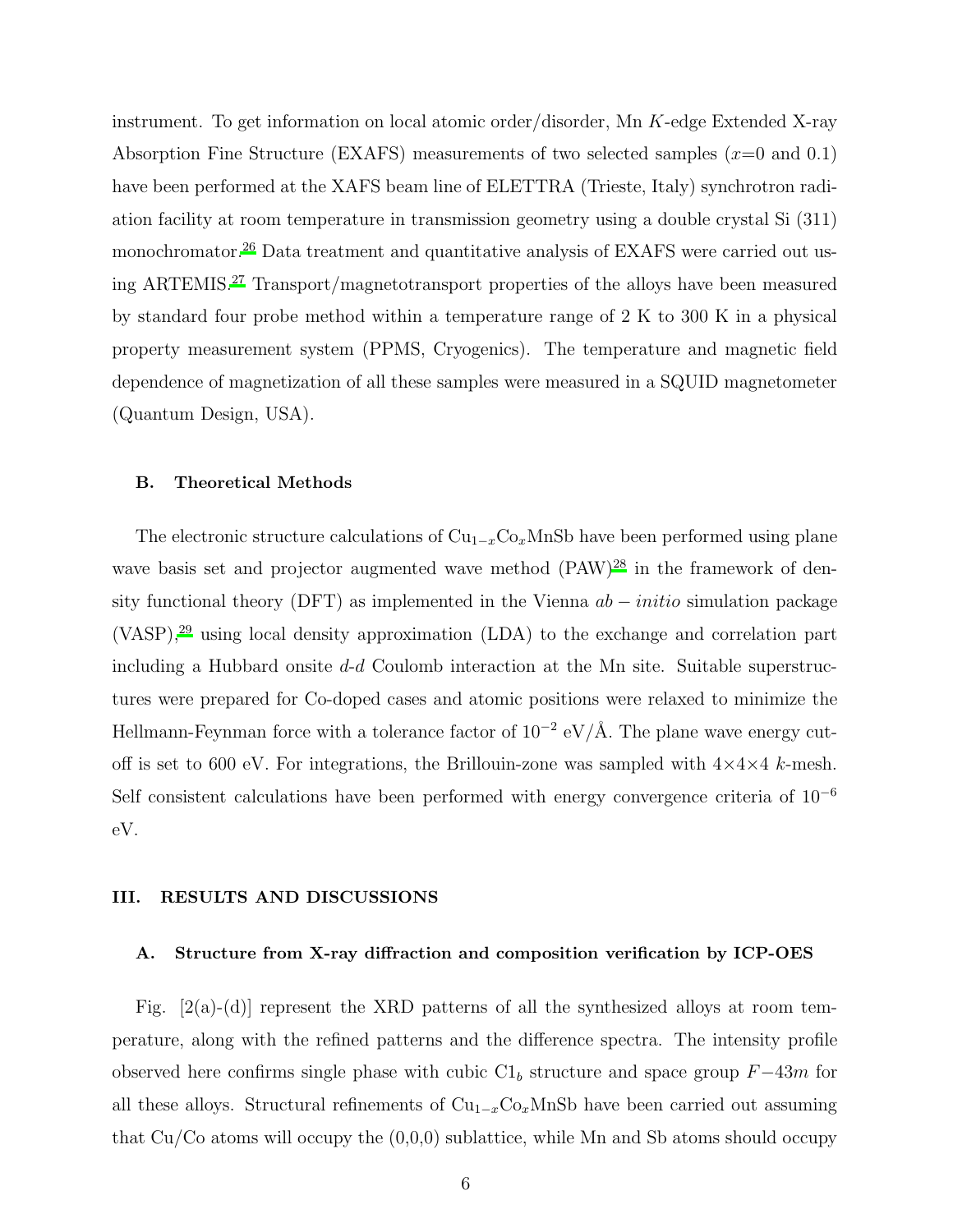instrument. To get information on local atomic order/disorder, Mn $K$-edge Extended X-ray Absorption Fine Structure (EXAFS) measurements of two selected samples ($x$=0 and 0.1) have been performed at the XAFS beam line of ELETTRA (Trieste, Italy) synchrotron radiation facility at room temperature in transmission geometry using a double crystal Si (311) monochromator.[26] Data treatment and quantitative analysis of EXAFS were carried out using ARTEMIS.[27] Transport/magnetotransport properties of the alloys have been measured by standard four probe method within a temperature range of 2 K to 300 K in a physical property measurement system (PPMS, Cryogenics). The temperature and magnetic field dependence of magnetization of all these samples were measured in a SQUID magnetometer (Quantum Design, USA).

### B. Theoretical Methods

The electronic structure calculations of $Cu_{1-x}Co_xMnSb$ have been performed using plane wave basis set and projector augmented wave method (PAW)[28] in the framework of density functional theory (DFT) as implemented in the Vienna $ab-initio$ simulation package (VASP),[29] using local density approximation (LDA) to the exchange and correlation part including a Hubbard onsite $d$-$d$ Coulomb interaction at the Mn site. Suitable superstructures were prepared for Co-doped cases and atomic positions were relaxed to minimize the Hellmann-Feynman force with a tolerance factor of $10^{-2}$ eV/Å. The plane wave energy cutoff is set to 600 eV. For integrations, the Brillouin-zone was sampled with $4\times4\times4$ $k$-mesh. Self consistent calculations have been performed with energy convergence criteria of $10^{-6}$ eV.

## III. RESULTS AND DISCUSSIONS

### A. Structure from X-ray diffraction and composition verification by ICP-OES

Fig. [2(a)-(d)] represent the XRD patterns of all the synthesized alloys at room temperature, along with the refined patterns and the difference spectra. The intensity profile observed here confirms single phase with cubic $C1_b$ structure and space group $F-43m$ for all these alloys. Structural refinements of $Cu_{1-x}Co_xMnSb$ have been carried out assuming that Cu/Co atoms will occupy the (0,0,0) sublattice, while Mn and Sb atoms should occupy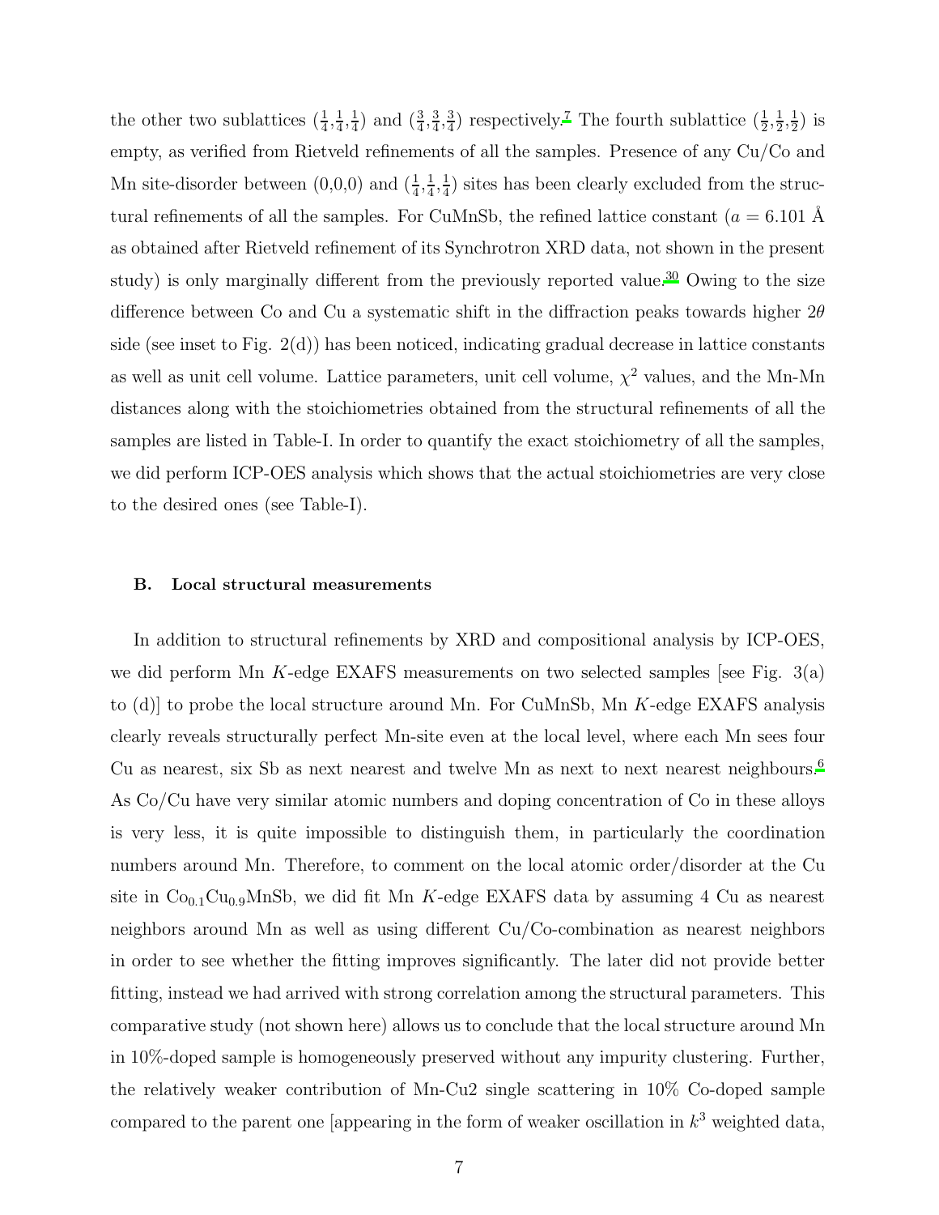the other two sublattices ($\frac{1}{4}$,$\frac{1}{4}$,$\frac{1}{4}$) and ($\frac{3}{4}$,$\frac{3}{4}$,$\frac{3}{4}$) respectively.[7] The fourth sublattice ($\frac{1}{2}$,$\frac{1}{2}$,$\frac{1}{2}$) is empty, as verified from Rietveld refinements of all the samples. Presence of any Cu/Co and Mn site-disorder between (0,0,0) and ($\frac{1}{4}$,$\frac{1}{4}$,$\frac{1}{4}$) sites has been clearly excluded from the structural refinements of all the samples. For CuMnSb, the refined lattice constant ($a$ = 6.101 Å as obtained after Rietveld refinement of its Synchrotron XRD data, not shown in the present study) is only marginally different from the previously reported value.[30] Owing to the size difference between Co and Cu a systematic shift in the diffraction peaks towards higher $2\theta$ side (see inset to Fig. 2(d)) has been noticed, indicating gradual decrease in lattice constants as well as unit cell volume. Lattice parameters, unit cell volume, $\chi^2$ values, and the Mn-Mn distances along with the stoichiometries obtained from the structural refinements of all the samples are listed in Table-I. In order to quantify the exact stoichiometry of all the samples, we did perform ICP-OES analysis which shows that the actual stoichiometries are very close to the desired ones (see Table-I).

### B. Local structural measurements

In addition to structural refinements by XRD and compositional analysis by ICP-OES, we did perform Mn $K$-edge EXAFS measurements on two selected samples [see Fig. 3(a) to (d)] to probe the local structure around Mn. For CuMnSb, Mn $K$-edge EXAFS analysis clearly reveals structurally perfect Mn-site even at the local level, where each Mn sees four Cu as nearest, six Sb as next nearest and twelve Mn as next to next nearest neighbours.[6] As Co/Cu have very similar atomic numbers and doping concentration of Co in these alloys is very less, it is quite impossible to distinguish them, in particularly the coordination numbers around Mn. Therefore, to comment on the local atomic order/disorder at the Cu site in $Co_{0.1}Cu_{0.9}MnSb$, we did fit Mn $K$-edge EXAFS data by assuming 4 Cu as nearest neighbors around Mn as well as using different Cu/Co-combination as nearest neighbors in order to see whether the fitting improves significantly. The later did not provide better fitting, instead we had arrived with strong correlation among the structural parameters. This comparative study (not shown here) allows us to conclude that the local structure around Mn in 10%-doped sample is homogeneously preserved without any impurity clustering. Further, the relatively weaker contribution of Mn-Cu2 single scattering in 10% Co-doped sample compared to the parent one [appearing in the form of weaker oscillation in $k^3$ weighted data,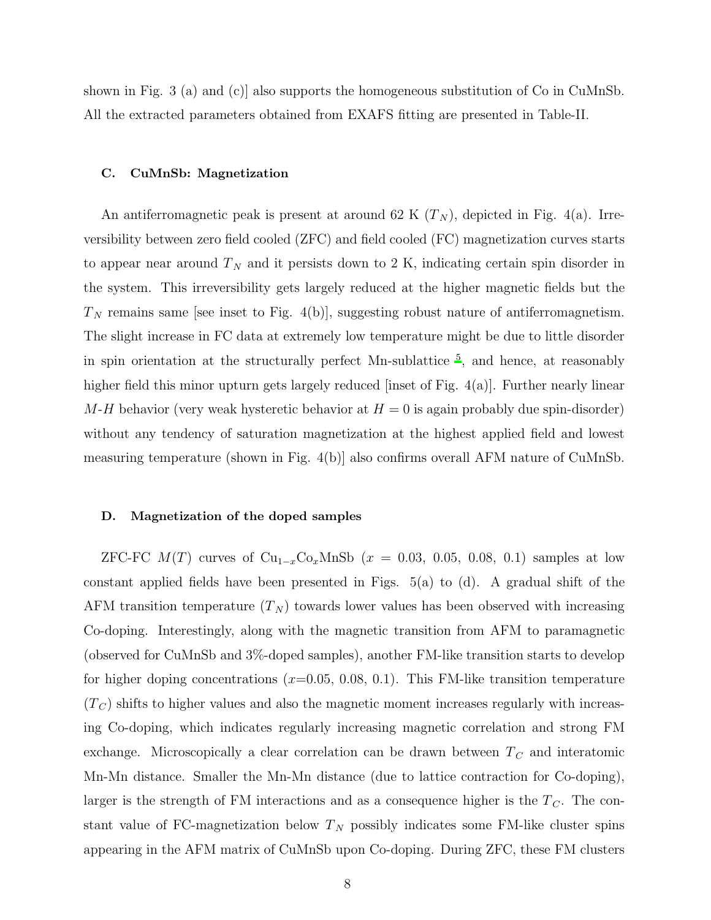shown in Fig. 3 (a) and (c)] also supports the homogeneous substitution of Co in CuMnSb. All the extracted parameters obtained from EXAFS fitting are presented in Table-II.

### C. CuMnSb: Magnetization

An antiferromagnetic peak is present at around 62 K ($T_N$), depicted in Fig. 4(a). Irreversibility between zero field cooled (ZFC) and field cooled (FC) magnetization curves starts to appear near around $T_N$ and it persists down to 2 K, indicating certain spin disorder in the system. This irreversibility gets largely reduced at the higher magnetic fields but the $T_N$ remains same [see inset to Fig. 4(b)], suggesting robust nature of antiferromagnetism. The slight increase in FC data at extremely low temperature might be due to little disorder in spin orientation at the structurally perfect Mn-sublattice [5], and hence, at reasonably higher field this minor upturn gets largely reduced [inset of Fig. 4(a)]. Further nearly linear $M$-$H$ behavior (very weak hysteretic behavior at $H = 0$ is again probably due spin-disorder) without any tendency of saturation magnetization at the highest applied field and lowest measuring temperature (shown in Fig. 4(b)] also confirms overall AFM nature of CuMnSb.

### D. Magnetization of the doped samples

ZFC-FC $M(T)$ curves of $Cu_{1-x}Co_xMnSb$ ($x$ = 0.03, 0.05, 0.08, 0.1) samples at low constant applied fields have been presented in Figs. 5(a) to (d). A gradual shift of the AFM transition temperature ($T_N$) towards lower values has been observed with increasing Co-doping. Interestingly, along with the magnetic transition from AFM to paramagnetic (observed for CuMnSb and 3%-doped samples), another FM-like transition starts to develop for higher doping concentrations ($x$=0.05, 0.08, 0.1). This FM-like transition temperature ($T_C$) shifts to higher values and also the magnetic moment increases regularly with increasing Co-doping, which indicates regularly increasing magnetic correlation and strong FM exchange. Microscopically a clear correlation can be drawn between $T_C$ and interatomic Mn-Mn distance. Smaller the Mn-Mn distance (due to lattice contraction for Co-doping), larger is the strength of FM interactions and as a consequence higher is the $T_C$. The constant value of FC-magnetization below $T_N$ possibly indicates some FM-like cluster spins appearing in the AFM matrix of CuMnSb upon Co-doping. During ZFC, these FM clusters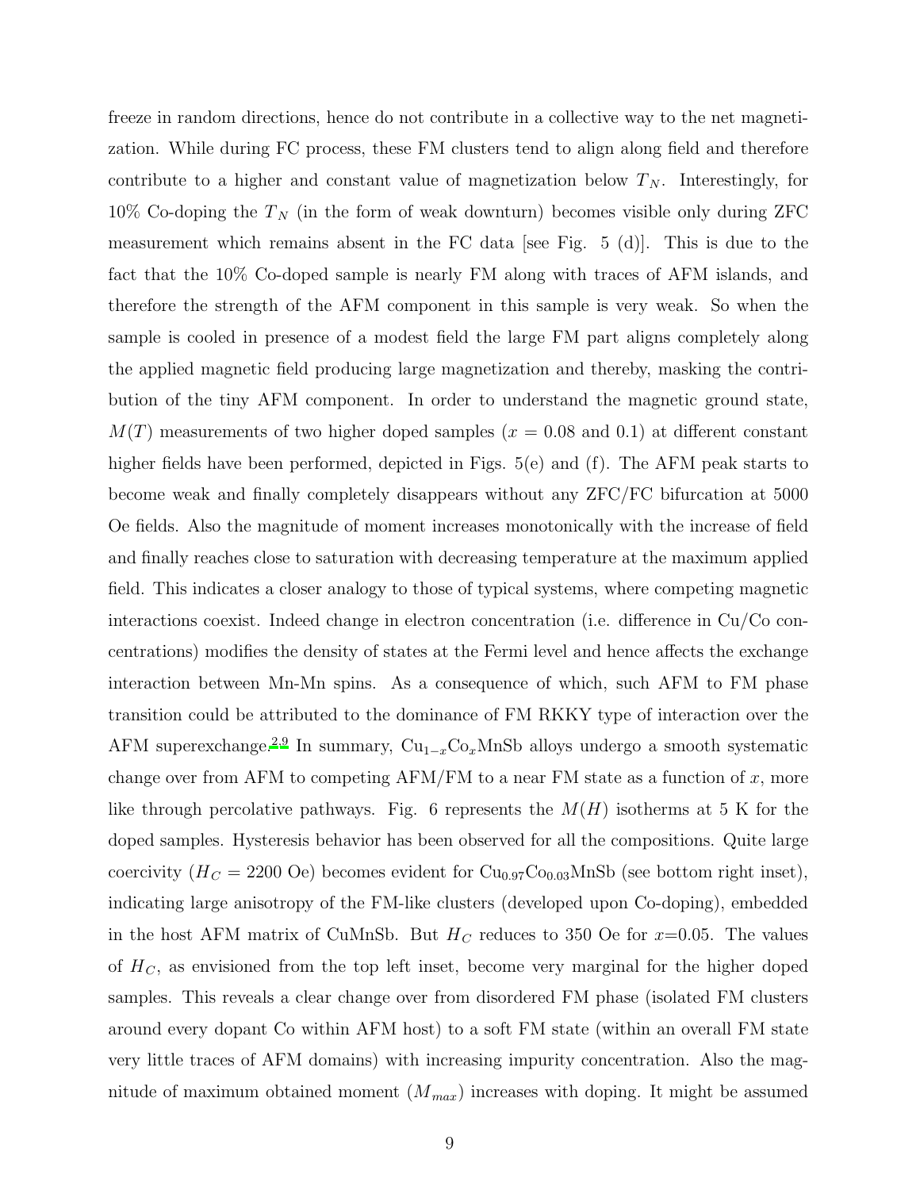freeze in random directions, hence do not contribute in a collective way to the net magnetization. While during FC process, these FM clusters tend to align along field and therefore contribute to a higher and constant value of magnetization below $T_N$. Interestingly, for 10% Co-doping the $T_N$ (in the form of weak downturn) becomes visible only during ZFC measurement which remains absent in the FC data [see Fig. 5 (d)]. This is due to the fact that the 10% Co-doped sample is nearly FM along with traces of AFM islands, and therefore the strength of the AFM component in this sample is very weak. So when the sample is cooled in presence of a modest field the large FM part aligns completely along the applied magnetic field producing large magnetization and thereby, masking the contribution of the tiny AFM component. In order to understand the magnetic ground state, $M(T)$ measurements of two higher doped samples ($x$ = 0.08 and 0.1) at different constant higher fields have been performed, depicted in Figs. 5(e) and (f). The AFM peak starts to become weak and finally completely disappears without any ZFC/FC bifurcation at 5000 Oe fields. Also the magnitude of moment increases monotonically with the increase of field and finally reaches close to saturation with decreasing temperature at the maximum applied field. This indicates a closer analogy to those of typical systems, where competing magnetic interactions coexist. Indeed change in electron concentration (i.e. difference in Cu/Co concentrations) modifies the density of states at the Fermi level and hence affects the exchange interaction between Mn-Mn spins. As a consequence of which, such AFM to FM phase transition could be attributed to the dominance of FM RKKY type of interaction over the AFM superexchange.[2,9] In summary, $Cu_{1-x}Co_xMnSb$ alloys undergo a smooth systematic change over from AFM to competing AFM/FM to a near FM state as a function of $x$, more like through percolative pathways. Fig. 6 represents the $M(H)$ isotherms at 5 K for the doped samples. Hysteresis behavior has been observed for all the compositions. Quite large coercivity ($H_C$ = 2200 Oe) becomes evident for $Cu_{0.97}Co_{0.03}MnSb$ (see bottom right inset), indicating large anisotropy of the FM-like clusters (developed upon Co-doping), embedded in the host AFM matrix of CuMnSb. But $H_C$ reduces to 350 Oe for $x$=0.05. The values of $H_C$, as envisioned from the top left inset, become very marginal for the higher doped samples. This reveals a clear change over from disordered FM phase (isolated FM clusters around every dopant Co within AFM host) to a soft FM state (within an overall FM state very little traces of AFM domains) with increasing impurity concentration. Also the magnitude of maximum obtained moment ($M_{max}$) increases with doping. It might be assumed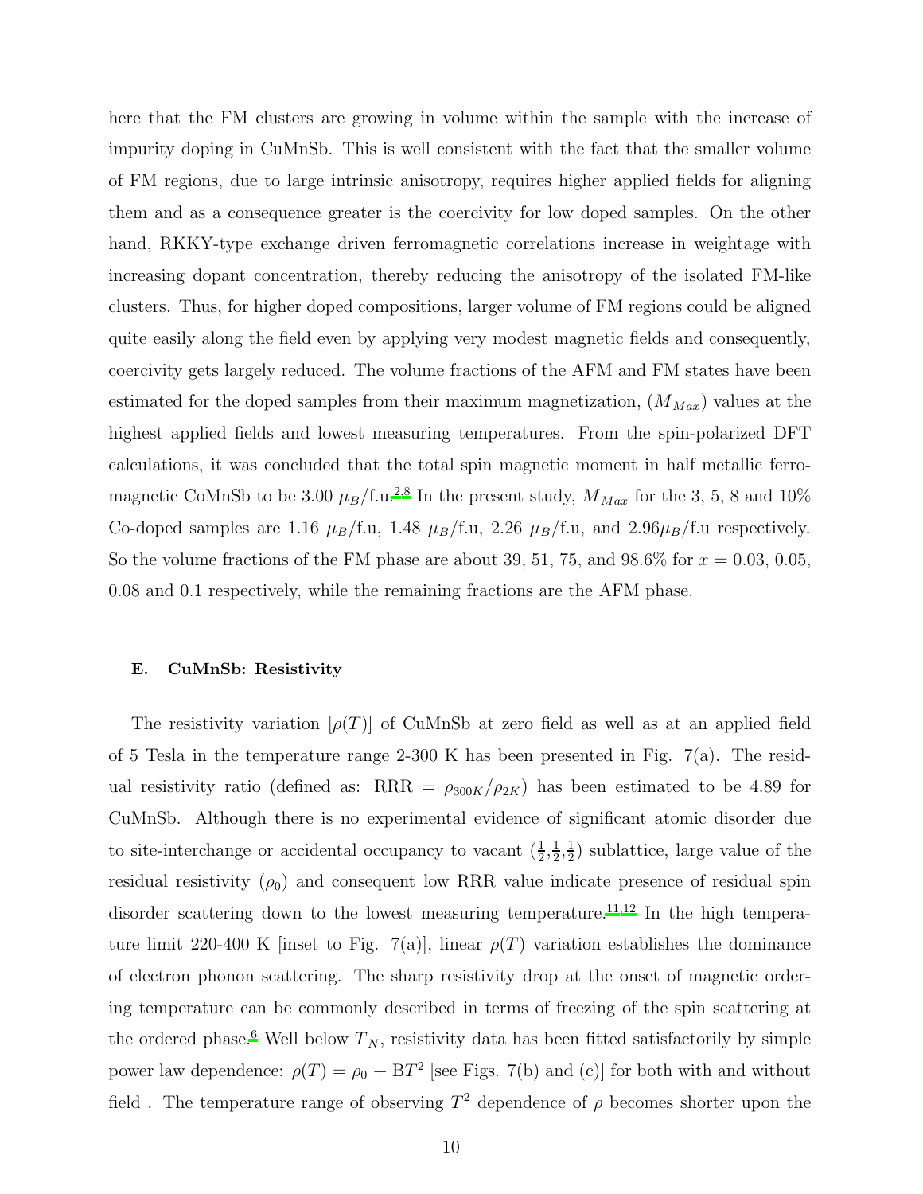here that the FM clusters are growing in volume within the sample with the increase of impurity doping in CuMnSb. This is well consistent with the fact that the smaller volume of FM regions, due to large intrinsic anisotropy, requires higher applied fields for aligning them and as a consequence greater is the coercivity for low doped samples. On the other hand, RKKY-type exchange driven ferromagnetic correlations increase in weightage with increasing dopant concentration, thereby reducing the anisotropy of the isolated FM-like clusters. Thus, for higher doped compositions, larger volume of FM regions could be aligned quite easily along the field even by applying very modest magnetic fields and consequently, coercivity gets largely reduced. The volume fractions of the AFM and FM states have been estimated for the doped samples from their maximum magnetization, ($M_{Max}$) values at the highest applied fields and lowest measuring temperatures. From the spin-polarized DFT calculations, it was concluded that the total spin magnetic moment in half metallic ferromagnetic CoMnSb to be 3.00 $\mu_B$/f.u.[2,8] In the present study, $M_{Max}$ for the 3, 5, 8 and 10% Co-doped samples are 1.16 $\mu_B$/f.u, 1.48 $\mu_B$/f.u, 2.26 $\mu_B$/f.u, and 2.96$\mu_B$/f.u respectively. So the volume fractions of the FM phase are about 39, 51, 75, and 98.6% for $x = 0.03$, 0.05, 0.08 and 0.1 respectively, while the remaining fractions are the AFM phase.

### E. CuMnSb: Resistivity

The resistivity variation [$\rho(T)$] of CuMnSb at zero field as well as at an applied field of 5 Tesla in the temperature range 2-300 K has been presented in Fig. 7(a). The residual resistivity ratio (defined as: RRR = $\rho_{300K}/\rho_{2K}$) has been estimated to be 4.89 for CuMnSb. Although there is no experimental evidence of significant atomic disorder due to site-interchange or accidental occupancy to vacant ($\frac{1}{2}$,$\frac{1}{2}$,$\frac{1}{2}$) sublattice, large value of the residual resistivity ($\rho_0$) and consequent low RRR value indicate presence of residual spin disorder scattering down to the lowest measuring temperature.[11,12] In the high temperature limit 220-400 K [inset to Fig. 7(a)], linear $\rho(T)$ variation establishes the dominance of electron phonon scattering. The sharp resistivity drop at the onset of magnetic ordering temperature can be commonly described in terms of freezing of the spin scattering at the ordered phase.[6] Well below $T_N$, resistivity data has been fitted satisfactorily by simple power law dependence: $\rho(T) = \rho_0 + \mathrm{B}T^2$ [see Figs. 7(b) and (c)] for both with and without field . The temperature range of observing $T^2$ dependence of $\rho$ becomes shorter upon the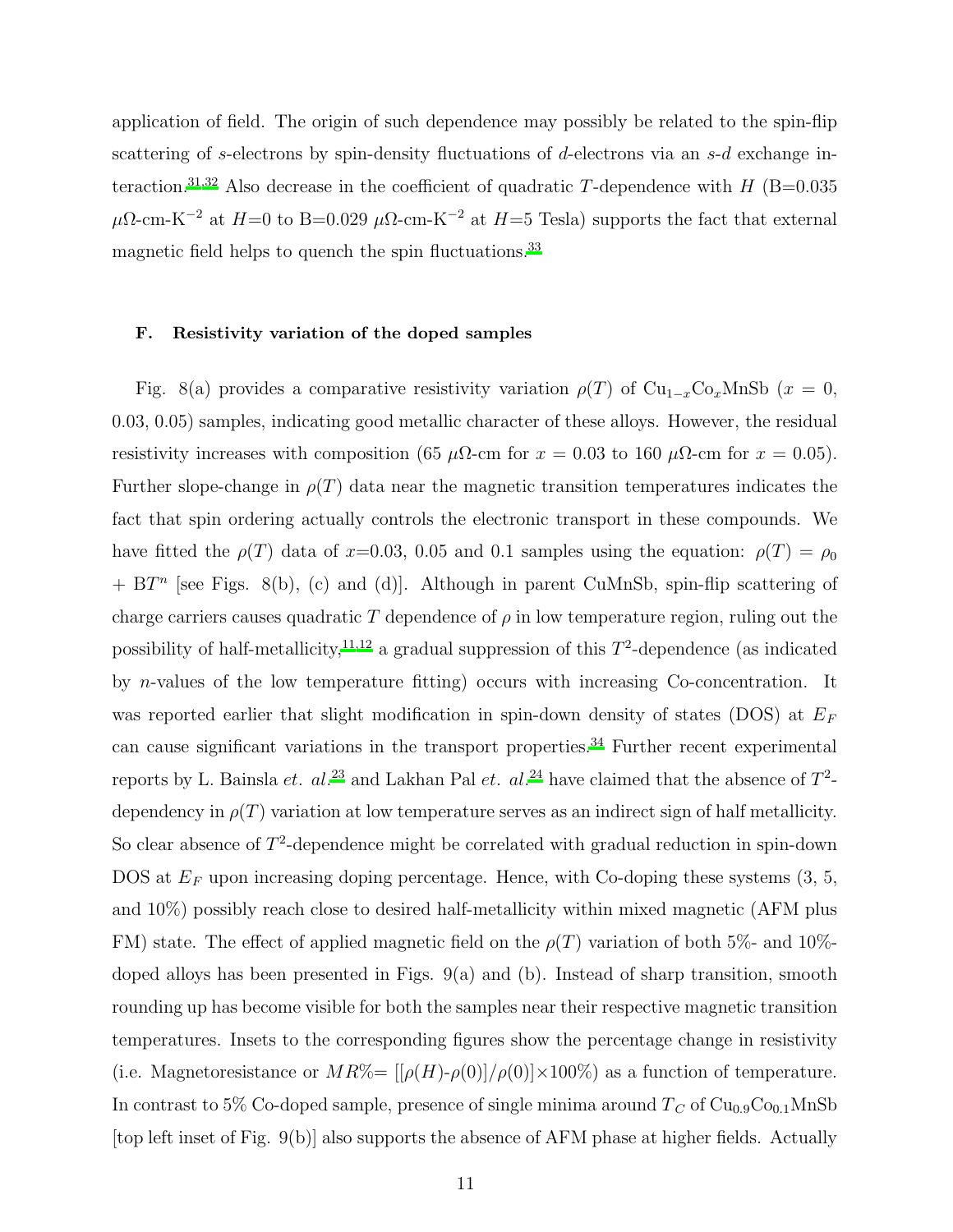application of field. The origin of such dependence may possibly be related to the spin-flip scattering of $s$-electrons by spin-density fluctuations of $d$-electrons via an $s$-$d$ exchange interaction.[31,32] Also decrease in the coefficient of quadratic $T$-dependence with $H$ (B=0.035 $\mu\Omega$-cm-K$^{-2}$ at $H$=0 to B=0.029 $\mu\Omega$-cm-K$^{-2}$ at $H$=5 Tesla) supports the fact that external magnetic field helps to quench the spin fluctuations.[33]

### F. Resistivity variation of the doped samples

Fig. 8(a) provides a comparative resistivity variation $\rho(T)$ of $Cu_{1-x}Co_xMnSb$ ($x$ = 0, 0.03, 0.05) samples, indicating good metallic character of these alloys. However, the residual resistivity increases with composition (65 $\mu\Omega$-cm for $x$ = 0.03 to 160 $\mu\Omega$-cm for $x$ = 0.05). Further slope-change in $\rho(T)$ data near the magnetic transition temperatures indicates the fact that spin ordering actually controls the electronic transport in these compounds. We have fitted the $\rho(T)$ data of $x$=0.03, 0.05 and 0.1 samples using the equation: $\rho(T) = \rho_0 + BT^n$ [see Figs. 8(b), (c) and (d)]. Although in parent CuMnSb, spin-flip scattering of charge carriers causes quadratic $T$ dependence of $\rho$ in low temperature region, ruling out the possibility of half-metallicity,[11,12] a gradual suppression of this $T^2$-dependence (as indicated by $n$-values of the low temperature fitting) occurs with increasing Co-concentration. It was reported earlier that slight modification in spin-down density of states (DOS) at $E_F$ can cause significant variations in the transport properties.[34] Further recent experimental reports by L. Bainsla *et. al.*[23] and Lakhan Pal *et. al.*[24] have claimed that the absence of $T^2$-dependency in $\rho(T)$ variation at low temperature serves as an indirect sign of half metallicity. So clear absence of $T^2$-dependence might be correlated with gradual reduction in spin-down DOS at $E_F$ upon increasing doping percentage. Hence, with Co-doping these systems (3, 5, and 10%) possibly reach close to desired half-metallicity within mixed magnetic (AFM plus FM) state. The effect of applied magnetic field on the $\rho(T)$ variation of both 5%- and 10%-doped alloys has been presented in Figs. 9(a) and (b). Instead of sharp transition, smooth rounding up has become visible for both the samples near their respective magnetic transition temperatures. Insets to the corresponding figures show the percentage change in resistivity (i.e. Magnetoresistance or $MR\%= [[\rho(H)\text{-}\rho(0)]/\rho(0)]\times 100\%$) as a function of temperature. In contrast to 5% Co-doped sample, presence of single minima around $T_C$ of $Cu_{0.9}Co_{0.1}MnSb$ [top left inset of Fig. 9(b)] also supports the absence of AFM phase at higher fields. Actually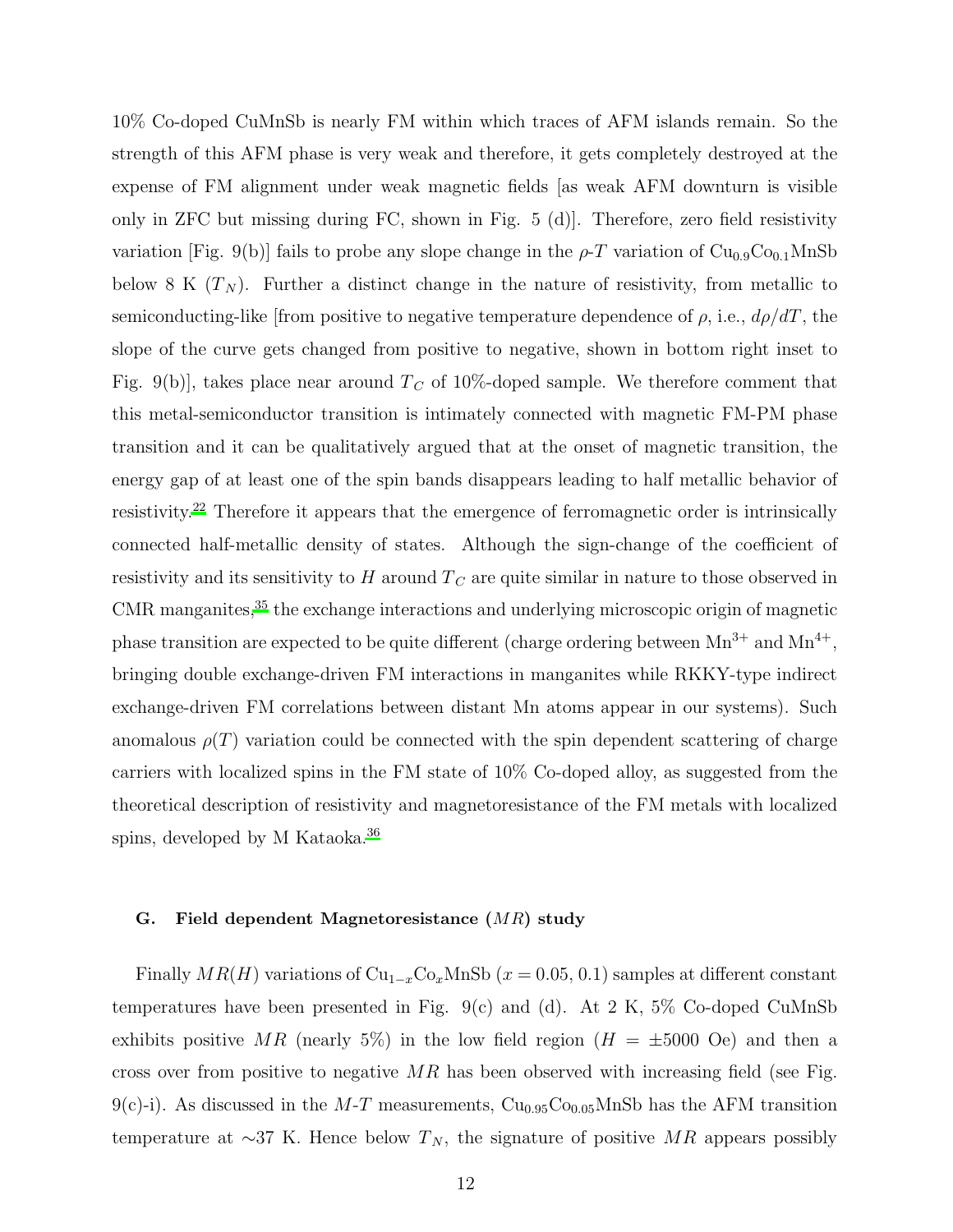10% Co-doped CuMnSb is nearly FM within which traces of AFM islands remain. So the strength of this AFM phase is very weak and therefore, it gets completely destroyed at the expense of FM alignment under weak magnetic fields [as weak AFM downturn is visible only in ZFC but missing during FC, shown in Fig. 5 (d)]. Therefore, zero field resistivity variation [Fig. 9(b)] fails to probe any slope change in the $\rho$-$T$ variation of $Cu_{0.9}Co_{0.1}MnSb$ below 8 K ($T_N$). Further a distinct change in the nature of resistivity, from metallic to semiconducting-like [from positive to negative temperature dependence of $\rho$, i.e., $d\rho/dT$, the slope of the curve gets changed from positive to negative, shown in bottom right inset to Fig. 9(b)], takes place near around $T_C$ of 10%-doped sample. We therefore comment that this metal-semiconductor transition is intimately connected with magnetic FM-PM phase transition and it can be qualitatively argued that at the onset of magnetic transition, the energy gap of at least one of the spin bands disappears leading to half metallic behavior of resistivity.[22] Therefore it appears that the emergence of ferromagnetic order is intrinsically connected half-metallic density of states. Although the sign-change of the coefficient of resistivity and its sensitivity to $H$ around $T_C$ are quite similar in nature to those observed in CMR manganites,[35] the exchange interactions and underlying microscopic origin of magnetic phase transition are expected to be quite different (charge ordering between $Mn^{3+}$ and $Mn^{4+}$, bringing double exchange-driven FM interactions in manganites while RKKY-type indirect exchange-driven FM correlations between distant Mn atoms appear in our systems). Such anomalous $\rho(T)$ variation could be connected with the spin dependent scattering of charge carriers with localized spins in the FM state of 10% Co-doped alloy, as suggested from the theoretical description of resistivity and magnetoresistance of the FM metals with localized spins, developed by M Kataoka.[36]

### G. Field dependent Magnetoresistance ($MR$) study

Finally $MR(H)$ variations of $Cu_{1-x}Co_xMnSb$ ($x = 0.05, 0.1$) samples at different constant temperatures have been presented in Fig. 9(c) and (d). At 2 K, 5% Co-doped CuMnSb exhibits positive $MR$ (nearly 5%) in the low field region ($H = \pm 5000$ Oe) and then a cross over from positive to negative $MR$ has been observed with increasing field (see Fig. 9(c)-i). As discussed in the $M$-$T$ measurements, $Cu_{0.95}Co_{0.05}MnSb$ has the AFM transition temperature at ~37 K. Hence below $T_N$, the signature of positive $MR$ appears possibly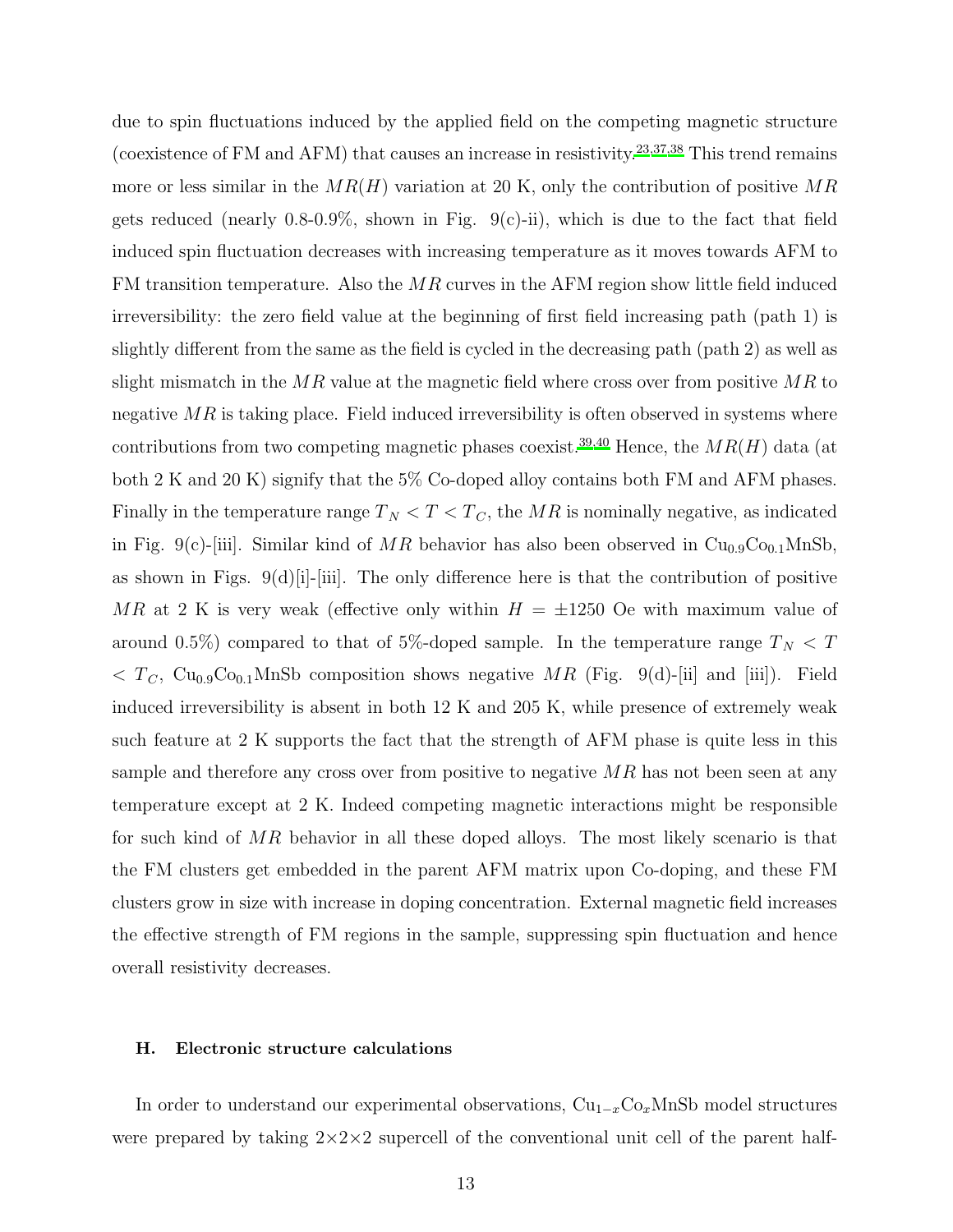due to spin fluctuations induced by the applied field on the competing magnetic structure (coexistence of FM and AFM) that causes an increase in resistivity.[23,37,38] This trend remains more or less similar in the $MR(H)$ variation at 20 K, only the contribution of positive $MR$ gets reduced (nearly 0.8-0.9%, shown in Fig. 9(c)-ii), which is due to the fact that field induced spin fluctuation decreases with increasing temperature as it moves towards AFM to FM transition temperature. Also the $MR$ curves in the AFM region show little field induced irreversibility: the zero field value at the beginning of first field increasing path (path 1) is slightly different from the same as the field is cycled in the decreasing path (path 2) as well as slight mismatch in the $MR$ value at the magnetic field where cross over from positive $MR$ to negative $MR$ is taking place. Field induced irreversibility is often observed in systems where contributions from two competing magnetic phases coexist.[39,40] Hence, the $MR(H)$ data (at both 2 K and 20 K) signify that the 5% Co-doped alloy contains both FM and AFM phases. Finally in the temperature range $T_N < T < T_C$, the $MR$ is nominally negative, as indicated in Fig. 9(c)-[iii]. Similar kind of $MR$ behavior has also been observed in $Cu_{0.9}Co_{0.1}MnSb$, as shown in Figs. 9(d)[i]-[iii]. The only difference here is that the contribution of positive $MR$ at 2 K is very weak (effective only within $H = \pm 1250$ Oe with maximum value of around 0.5%) compared to that of 5%-doped sample. In the temperature range $T_N < T < T_C$, $Cu_{0.9}Co_{0.1}MnSb$ composition shows negative $MR$ (Fig. 9(d)-[ii] and [iii]). Field induced irreversibility is absent in both 12 K and 205 K, while presence of extremely weak such feature at 2 K supports the fact that the strength of AFM phase is quite less in this sample and therefore any cross over from positive to negative $MR$ has not been seen at any temperature except at 2 K. Indeed competing magnetic interactions might be responsible for such kind of $MR$ behavior in all these doped alloys. The most likely scenario is that the FM clusters get embedded in the parent AFM matrix upon Co-doping, and these FM clusters grow in size with increase in doping concentration. External magnetic field increases the effective strength of FM regions in the sample, suppressing spin fluctuation and hence overall resistivity decreases.

### H. Electronic structure calculations

In order to understand our experimental observations, $Cu_{1-x}Co_xMnSb$ model structures were prepared by taking 2×2×2 supercell of the conventional unit cell of the parent half-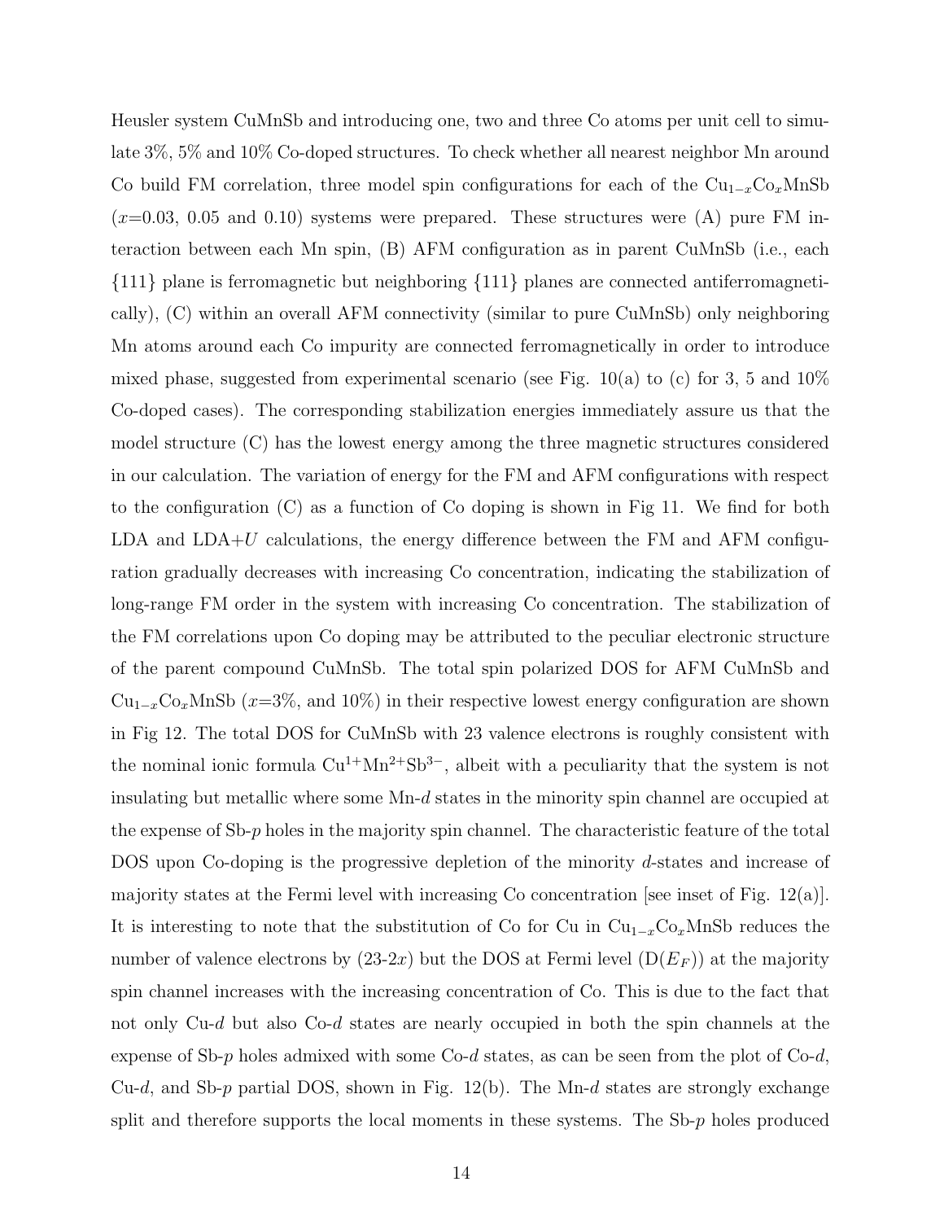Heusler system CuMnSb and introducing one, two and three Co atoms per unit cell to simulate 3%, 5% and 10% Co-doped structures. To check whether all nearest neighbor Mn around Co build FM correlation, three model spin configurations for each of the $Cu_{1-x}Co_xMnSb$ ($x$=0.03, 0.05 and 0.10) systems were prepared. These structures were (A) pure FM interaction between each Mn spin, (B) AFM configuration as in parent CuMnSb (i.e., each {111} plane is ferromagnetic but neighboring {111} planes are connected antiferromagnetically), (C) within an overall AFM connectivity (similar to pure CuMnSb) only neighboring Mn atoms around each Co impurity are connected ferromagnetically in order to introduce mixed phase, suggested from experimental scenario (see Fig. 10(a) to (c) for 3, 5 and 10% Co-doped cases). The corresponding stabilization energies immediately assure us that the model structure (C) has the lowest energy among the three magnetic structures considered in our calculation. The variation of energy for the FM and AFM configurations with respect to the configuration (C) as a function of Co doping is shown in Fig 11. We find for both LDA and LDA+$U$ calculations, the energy difference between the FM and AFM configuration gradually decreases with increasing Co concentration, indicating the stabilization of long-range FM order in the system with increasing Co concentration. The stabilization of the FM correlations upon Co doping may be attributed to the peculiar electronic structure of the parent compound CuMnSb. The total spin polarized DOS for AFM CuMnSb and $Cu_{1-x}Co_xMnSb$ ($x$=3%, and 10%) in their respective lowest energy configuration are shown in Fig 12. The total DOS for CuMnSb with 23 valence electrons is roughly consistent with the nominal ionic formula $Cu^{1+}Mn^{2+}Sb^{3-}$, albeit with a peculiarity that the system is not insulating but metallic where some Mn-$d$ states in the minority spin channel are occupied at the expense of Sb-$p$ holes in the majority spin channel. The characteristic feature of the total DOS upon Co-doping is the progressive depletion of the minority $d$-states and increase of majority states at the Fermi level with increasing Co concentration [see inset of Fig. 12(a)]. It is interesting to note that the substitution of Co for Cu in $Cu_{1-x}Co_xMnSb$ reduces the number of valence electrons by (23-2$x$) but the DOS at Fermi level ($D(E_F)$) at the majority spin channel increases with the increasing concentration of Co. This is due to the fact that not only Cu-$d$ but also Co-$d$ states are nearly occupied in both the spin channels at the expense of Sb-$p$ holes admixed with some Co-$d$ states, as can be seen from the plot of Co-$d$, Cu-$d$, and Sb-$p$ partial DOS, shown in Fig. 12(b). The Mn-$d$ states are strongly exchange split and therefore supports the local moments in these systems. The Sb-$p$ holes produced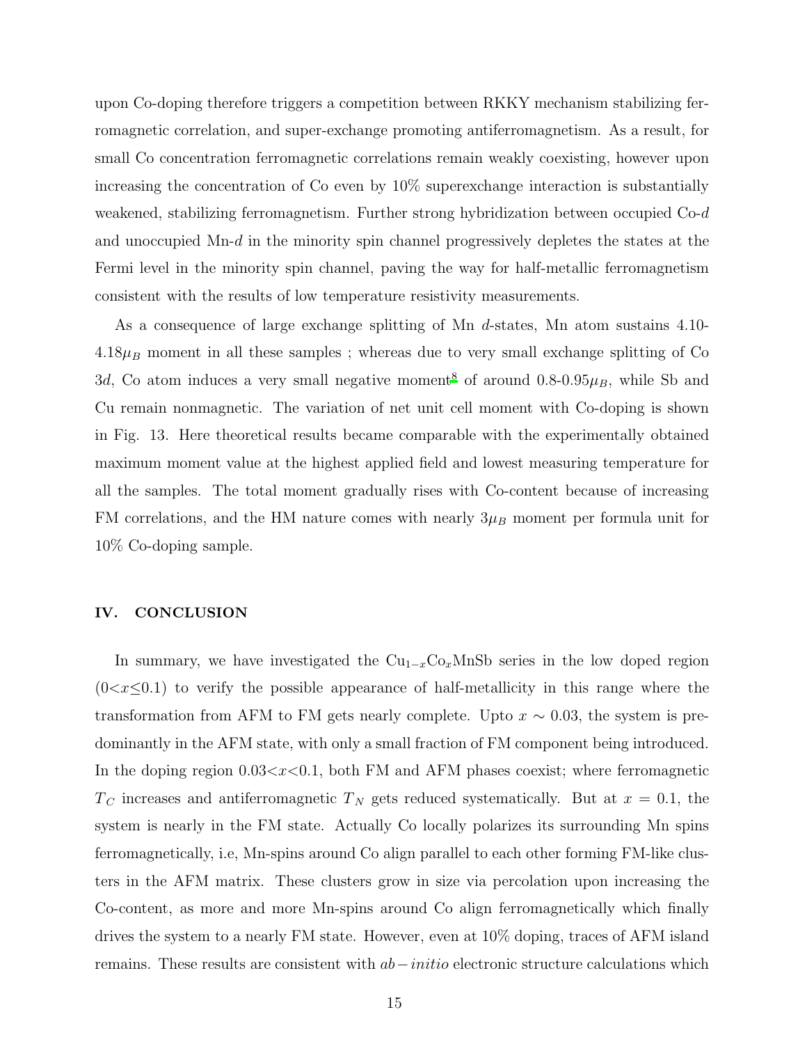upon Co-doping therefore triggers a competition between RKKY mechanism stabilizing ferromagnetic correlation, and super-exchange promoting antiferromagnetism. As a result, for small Co concentration ferromagnetic correlations remain weakly coexisting, however upon increasing the concentration of Co even by 10% superexchange interaction is substantially weakened, stabilizing ferromagnetism. Further strong hybridization between occupied Co-$d$ and unoccupied Mn-$d$ in the minority spin channel progressively depletes the states at the Fermi level in the minority spin channel, paving the way for half-metallic ferromagnetism consistent with the results of low temperature resistivity measurements.

As a consequence of large exchange splitting of Mn $d$-states, Mn atom sustains 4.10-4.18$\mu_B$ moment in all these samples ; whereas due to very small exchange splitting of Co 3$d$, Co atom induces a very small negative moment[8] of around 0.8-0.95$\mu_B$, while Sb and Cu remain nonmagnetic. The variation of net unit cell moment with Co-doping is shown in Fig. 13. Here theoretical results became comparable with the experimentally obtained maximum moment value at the highest applied field and lowest measuring temperature for all the samples. The total moment gradually rises with Co-content because of increasing FM correlations, and the HM nature comes with nearly 3$\mu_B$ moment per formula unit for 10% Co-doping sample.

## IV. CONCLUSION

In summary, we have investigated the $Cu_{1-x}Co_xMnSb$ series in the low doped region ($0<x\leq0.1$) to verify the possible appearance of half-metallicity in this range where the transformation from AFM to FM gets nearly complete. Upto $x\sim0.03$, the system is predominantly in the AFM state, with only a small fraction of FM component being introduced. In the doping region $0.03<x<0.1$, both FM and AFM phases coexist; where ferromagnetic $T_C$ increases and antiferromagnetic $T_N$ gets reduced systematically. But at $x = 0.1$, the system is nearly in the FM state. Actually Co locally polarizes its surrounding Mn spins ferromagnetically, i.e, Mn-spins around Co align parallel to each other forming FM-like clusters in the AFM matrix. These clusters grow in size via percolation upon increasing the Co-content, as more and more Mn-spins around Co align ferromagnetically which finally drives the system to a nearly FM state. However, even at 10% doping, traces of AFM island remains. These results are consistent with $ab-initio$ electronic structure calculations which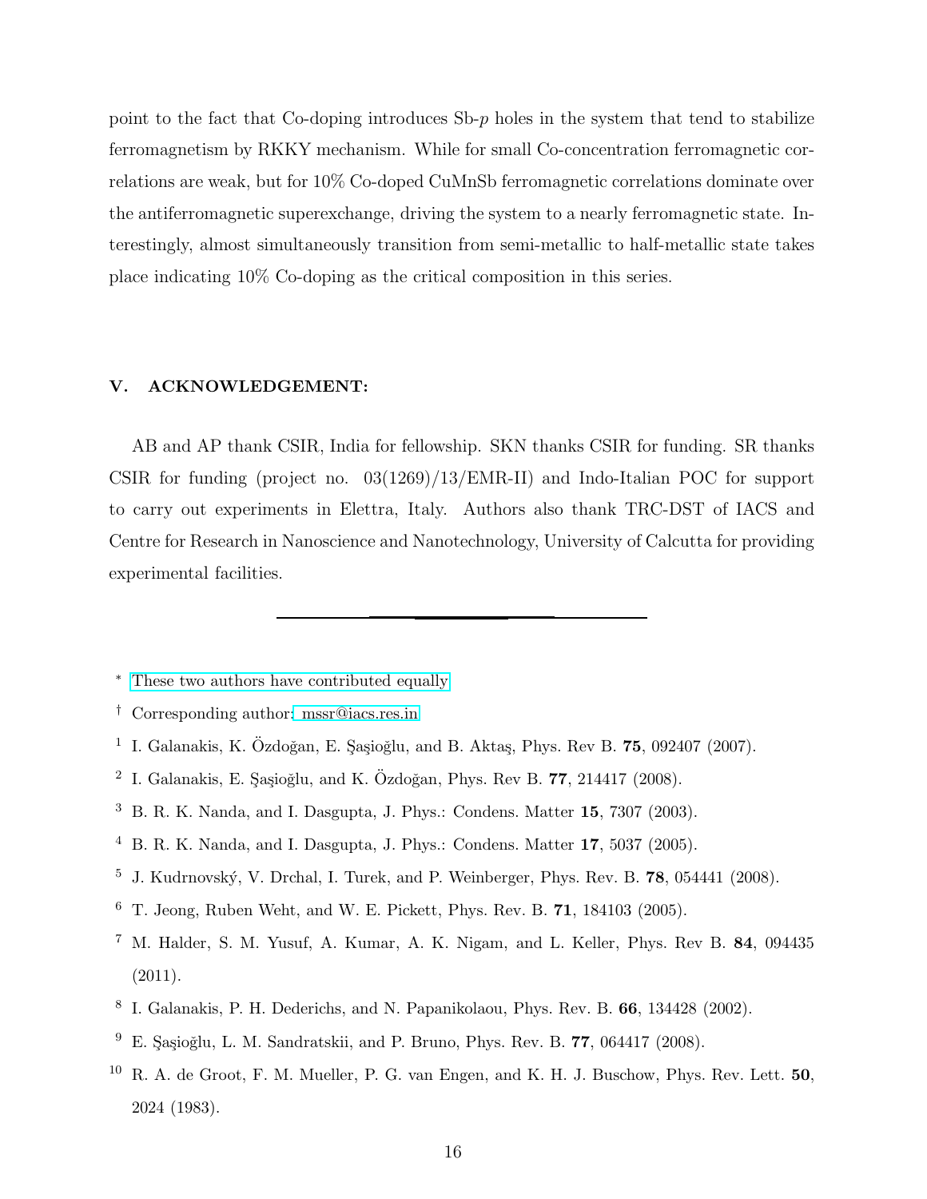point to the fact that Co-doping introduces Sb-$p$ holes in the system that tend to stabilize ferromagnetism by RKKY mechanism. While for small Co-concentration ferromagnetic correlations are weak, but for 10% Co-doped CuMnSb ferromagnetic correlations dominate over the antiferromagnetic superexchange, driving the system to a nearly ferromagnetic state. Interestingly, almost simultaneously transition from semi-metallic to half-metallic state takes place indicating 10% Co-doping as the critical composition in this series.

## V. ACKNOWLEDGEMENT:

AB and AP thank CSIR, India for fellowship. SKN thanks CSIR for funding. SR thanks CSIR for funding (project no. 03(1269)/13/EMR-II) and Indo-Italian POC for support to carry out experiments in Elettra, Italy. Authors also thank TRC-DST of IACS and Centre for Research in Nanoscience and Nanotechnology, University of Calcutta for providing experimental facilities.

---

[*] These two authors have contributed equally

[†] Corresponding author: mssr@iacs.res.in

[1] I. Galanakis, K. Özdoğan, E. Şaşioğlu, and B. Aktaş, Phys. Rev B. **75**, 092407 (2007).

[2] I. Galanakis, E. Şaşioğlu, and K. Özdoğan, Phys. Rev B. **77**, 214417 (2008).

[3] B. R. K. Nanda, and I. Dasgupta, J. Phys.: Condens. Matter **15**, 7307 (2003).

[4] B. R. K. Nanda, and I. Dasgupta, J. Phys.: Condens. Matter **17**, 5037 (2005).

[5] J. Kudrnovský, V. Drchal, I. Turek, and P. Weinberger, Phys. Rev. B. **78**, 054441 (2008).

[6] T. Jeong, Ruben Weht, and W. E. Pickett, Phys. Rev. B. **71**, 184103 (2005).

[7] M. Halder, S. M. Yusuf, A. Kumar, A. K. Nigam, and L. Keller, Phys. Rev B. **84**, 094435 (2011).

[8] I. Galanakis, P. H. Dederichs, and N. Papanikolaou, Phys. Rev. B. **66**, 134428 (2002).

[9] E. Şaşioğlu, L. M. Sandratskii, and P. Bruno, Phys. Rev. B. **77**, 064417 (2008).

[10] R. A. de Groot, F. M. Mueller, P. G. van Engen, and K. H. J. Buschow, Phys. Rev. Lett. **50**, 2024 (1983).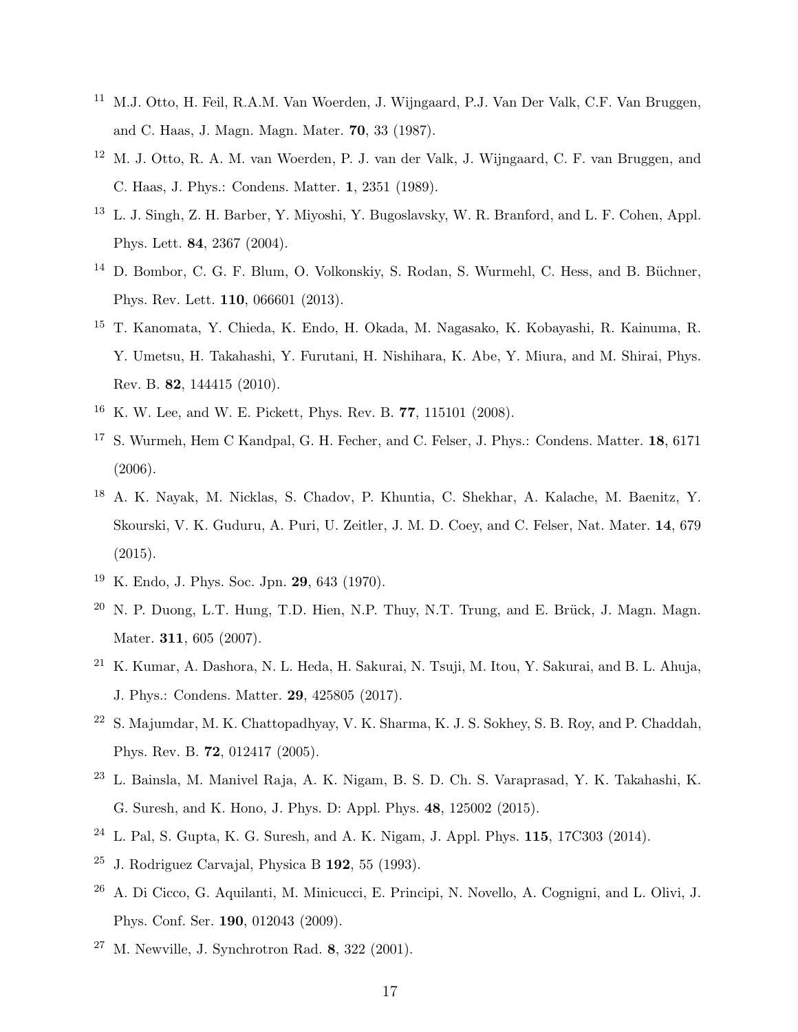[11] M.J. Otto, H. Feil, R.A.M. Van Woerden, J. Wijngaard, P.J. Van Der Valk, C.F. Van Bruggen, and C. Haas, J. Magn. Magn. Mater. **70**, 33 (1987).

[12] M. J. Otto, R. A. M. van Woerden, P. J. van der Valk, J. Wijngaard, C. F. van Bruggen, and C. Haas, J. Phys.: Condens. Matter. **1**, 2351 (1989).

[13] L. J. Singh, Z. H. Barber, Y. Miyoshi, Y. Bugoslavsky, W. R. Branford, and L. F. Cohen, Appl. Phys. Lett. **84**, 2367 (2004).

[14] D. Bombor, C. G. F. Blum, O. Volkonskiy, S. Rodan, S. Wurmehl, C. Hess, and B. Büchner, Phys. Rev. Lett. **110**, 066601 (2013).

[15] T. Kanomata, Y. Chieda, K. Endo, H. Okada, M. Nagasako, K. Kobayashi, R. Kainuma, R. Y. Umetsu, H. Takahashi, Y. Furutani, H. Nishihara, K. Abe, Y. Miura, and M. Shirai, Phys. Rev. B. **82**, 144415 (2010).

[16] K. W. Lee, and W. E. Pickett, Phys. Rev. B. **77**, 115101 (2008).

[17] S. Wurmeh, Hem C Kandpal, G. H. Fecher, and C. Felser, J. Phys.: Condens. Matter. **18**, 6171 (2006).

[18] A. K. Nayak, M. Nicklas, S. Chadov, P. Khuntia, C. Shekhar, A. Kalache, M. Baenitz, Y. Skourski, V. K. Guduru, A. Puri, U. Zeitler, J. M. D. Coey, and C. Felser, Nat. Mater. **14**, 679 (2015).

[19] K. Endo, J. Phys. Soc. Jpn. **29**, 643 (1970).

[20] N. P. Duong, L.T. Hung, T.D. Hien, N.P. Thuy, N.T. Trung, and E. Brück, J. Magn. Magn. Mater. **311**, 605 (2007).

[21] K. Kumar, A. Dashora, N. L. Heda, H. Sakurai, N. Tsuji, M. Itou, Y. Sakurai, and B. L. Ahuja, J. Phys.: Condens. Matter. **29**, 425805 (2017).

[22] S. Majumdar, M. K. Chattopadhyay, V. K. Sharma, K. J. S. Sokhey, S. B. Roy, and P. Chaddah, Phys. Rev. B. **72**, 012417 (2005).

[23] L. Bainsla, M. Manivel Raja, A. K. Nigam, B. S. D. Ch. S. Varaprasad, Y. K. Takahashi, K. G. Suresh, and K. Hono, J. Phys. D: Appl. Phys. **48**, 125002 (2015).

[24] L. Pal, S. Gupta, K. G. Suresh, and A. K. Nigam, J. Appl. Phys. **115**, 17C303 (2014).

[25] J. Rodriguez Carvajal, Physica B **192**, 55 (1993).

[26] A. Di Cicco, G. Aquilanti, M. Minicucci, E. Principi, N. Novello, A. Cognigni, and L. Olivi, J. Phys. Conf. Ser. **190**, 012043 (2009).

[27] M. Newville, J. Synchrotron Rad. **8**, 322 (2001).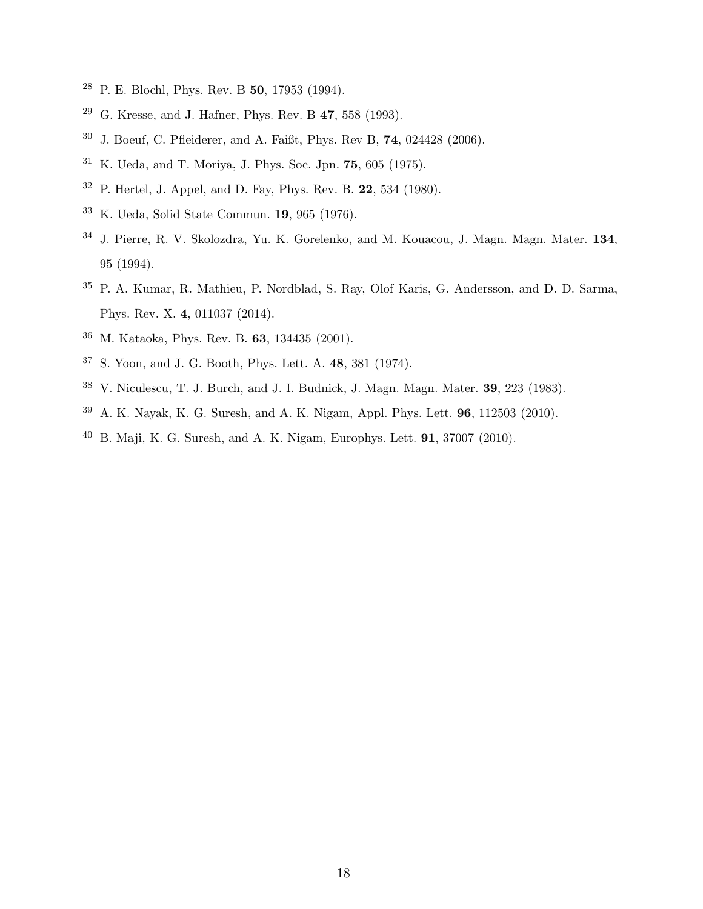[28] P. E. Blochl, Phys. Rev. B **50**, 17953 (1994).

[29] G. Kresse, and J. Hafner, Phys. Rev. B **47**, 558 (1993).

[30] J. Boeuf, C. Pfleiderer, and A. Faißt, Phys. Rev B, **74**, 024428 (2006).

[31] K. Ueda, and T. Moriya, J. Phys. Soc. Jpn. **75**, 605 (1975).

[32] P. Hertel, J. Appel, and D. Fay, Phys. Rev. B. **22**, 534 (1980).

[33] K. Ueda, Solid State Commun. **19**, 965 (1976).

[34] J. Pierre, R. V. Skolozdra, Yu. K. Gorelenko, and M. Kouacou, J. Magn. Magn. Mater. **134**, 95 (1994).

[35] P. A. Kumar, R. Mathieu, P. Nordblad, S. Ray, Olof Karis, G. Andersson, and D. D. Sarma, Phys. Rev. X. **4**, 011037 (2014).

[36] M. Kataoka, Phys. Rev. B. **63**, 134435 (2001).

[37] S. Yoon, and J. G. Booth, Phys. Lett. A. **48**, 381 (1974).

[38] V. Niculescu, T. J. Burch, and J. I. Budnick, J. Magn. Magn. Mater. **39**, 223 (1983).

[39] A. K. Nayak, K. G. Suresh, and A. K. Nigam, Appl. Phys. Lett. **96**, 112503 (2010).

[40] B. Maji, K. G. Suresh, and A. K. Nigam, Europhys. Lett. **91**, 37007 (2010).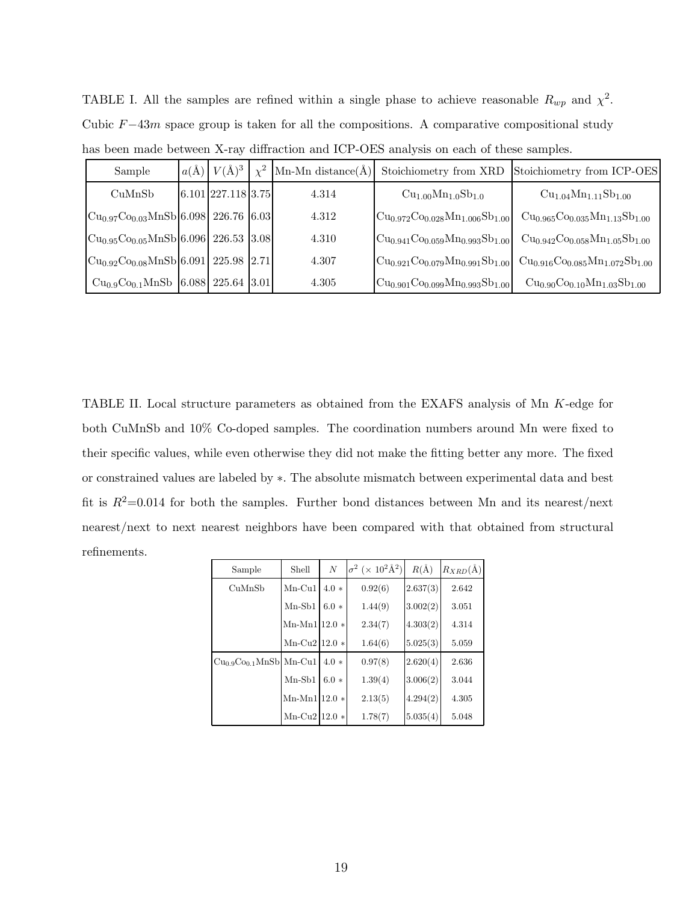TABLE I. All the samples are refined within a single phase to achieve reasonable $R_{wp}$ and $\chi^2$. Cubic $F-43m$ space group is taken for all the compositions. A comparative compositional study has been made between X-ray diffraction and ICP-OES analysis on each of these samples.

| Sample | $a$(Å) | $V$(Å)$^3$ | $\chi^2$ | Mn-Mn distance(Å) | Stoichiometry from XRD | Stoichiometry from ICP-OES |
|---|---|---|---|---|---|---|
| CuMnSb | 6.101 | 227.118 | 3.75 | 4.314 | $Cu_{1.00}Mn_{1.0}Sb_{1.0}$ | $Cu_{1.04}Mn_{1.11}Sb_{1.00}$ |
| $Cu_{0.97}Co_{0.03}MnSb$ | 6.098 | 226.76 | 6.03 | 4.312 | $Cu_{0.972}Co_{0.028}Mn_{1.006}Sb_{1.00}$ | $Cu_{0.965}Co_{0.035}Mn_{1.13}Sb_{1.00}$ |
| $Cu_{0.95}Co_{0.05}MnSb$ | 6.096 | 226.53 | 3.08 | 4.310 | $Cu_{0.941}Co_{0.059}Mn_{0.993}Sb_{1.00}$ | $Cu_{0.942}Co_{0.058}Mn_{1.05}Sb_{1.00}$ |
| $Cu_{0.92}Co_{0.08}MnSb$ | 6.091 | 225.98 | 2.71 | 4.307 | $Cu_{0.921}Co_{0.079}Mn_{0.991}Sb_{1.00}$ | $Cu_{0.916}Co_{0.085}Mn_{1.072}Sb_{1.00}$ |
| $Cu_{0.9}Co_{0.1}MnSb$ | 6.088 | 225.64 | 3.01 | 4.305 | $Cu_{0.901}Co_{0.099}Mn_{0.993}Sb_{1.00}$ | $Cu_{0.90}Co_{0.10}Mn_{1.03}Sb_{1.00}$ |

TABLE II. Local structure parameters as obtained from the EXAFS analysis of Mn $K$-edge for both CuMnSb and 10% Co-doped samples. The coordination numbers around Mn were fixed to their specific values, while even otherwise they did not make the fitting better any more. The fixed or constrained values are labeled by $*$. The absolute mismatch between experimental data and best fit is $R^2$=0.014 for both the samples. Further bond distances between Mn and its nearest/next nearest/next to next nearest neighbors have been compared with that obtained from structural refinements.

| Sample | Shell | $N$ | $\sigma^2$ ($\times$ $10^2$Å$^2$) | $R$(Å) | $R_{XRD}$(Å) |
|---|---|---|---|---|---|
| CuMnSb | Mn-Cu1 | 4.0 * | 0.92(6) | 2.637(3) | 2.642 |
| | Mn-Sb1 | 6.0 * | 1.44(9) | 3.002(2) | 3.051 |
| | Mn-Mn1 | 12.0 * | 2.34(7) | 4.303(2) | 4.314 |
| | Mn-Cu2 | 12.0 * | 1.64(6) | 5.025(3) | 5.059 |
| $Cu_{0.9}Co_{0.1}MnSb$ | Mn-Cu1 | 4.0 * | 0.97(8) | 2.620(4) | 2.636 |
| | Mn-Sb1 | 6.0 * | 1.39(4) | 3.006(2) | 3.044 |
| | Mn-Mn1 | 12.0 * | 2.13(5) | 4.294(2) | 4.305 |
| | Mn-Cu2 | 12.0 * | 1.78(7) | 5.035(4) | 5.048 |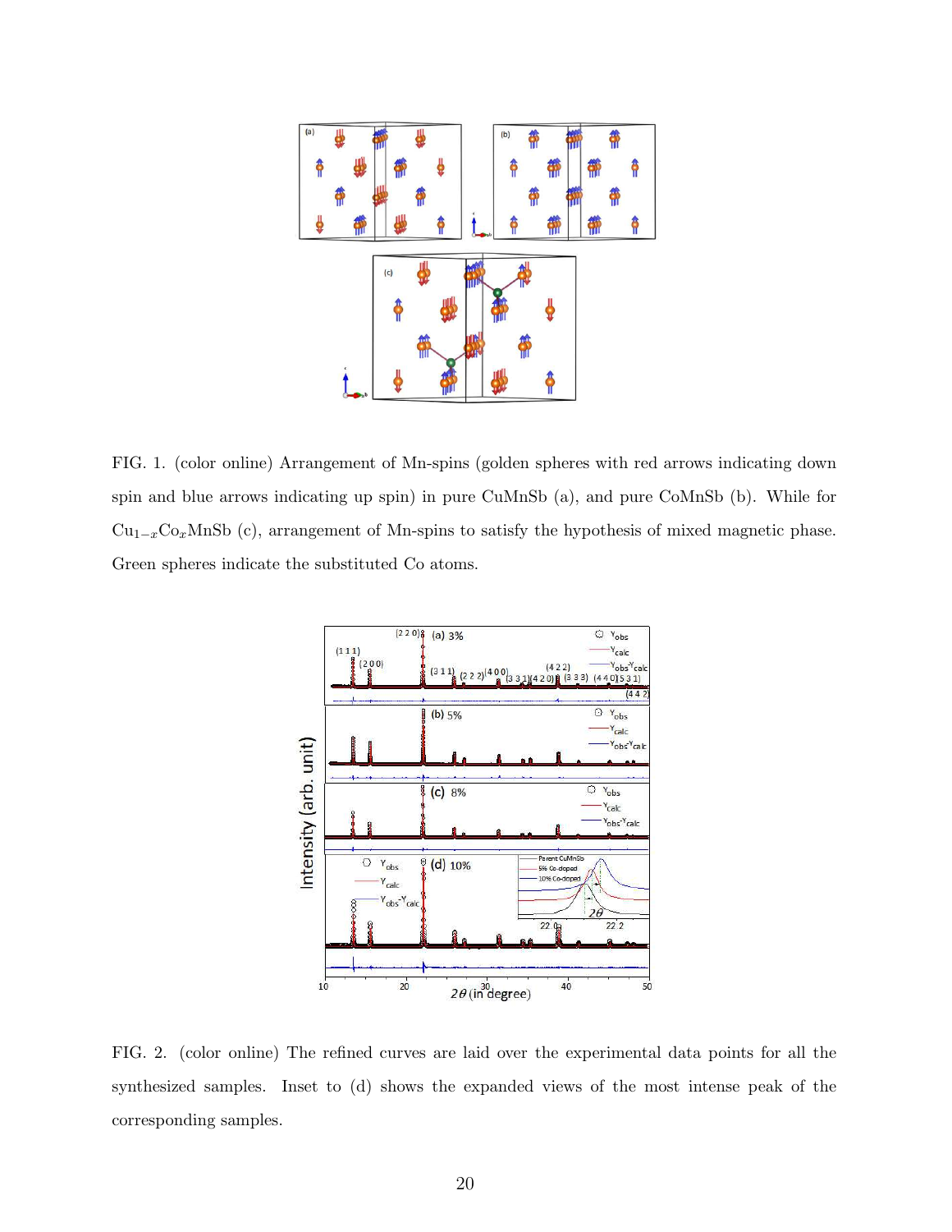FIG. 1. (color online) Arrangement of Mn-spins (golden spheres with red arrows indicating down spin and blue arrows indicating up spin) in pure CuMnSb (a), and pure CoMnSb (b). While for $Cu_{1-x}Co_xMnSb$ (c), arrangement of Mn-spins to satisfy the hypothesis of mixed magnetic phase. Green spheres indicate the substituted Co atoms.

FIG. 2. (color online) The refined curves are laid over the experimental data points for all the synthesized samples. Inset to (d) shows the expanded views of the most intense peak of the corresponding samples.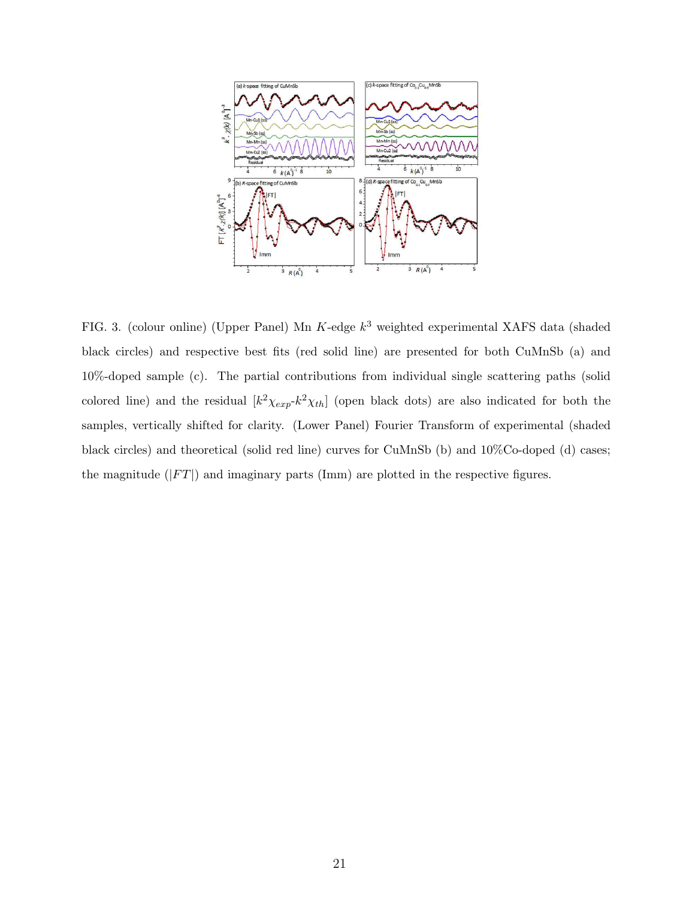FIG. 3. (colour online) (Upper Panel) Mn $K$-edge $k^3$ weighted experimental XAFS data (shaded black circles) and respective best fits (red solid line) are presented for both CuMnSb (a) and 10%-doped sample (c). The partial contributions from individual single scattering paths (solid colored line) and the residual [$k^2\chi_{exp}$-$k^2\chi_{th}$] (open black dots) are also indicated for both the samples, vertically shifted for clarity. (Lower Panel) Fourier Transform of experimental (shaded black circles) and theoretical (solid red line) curves for CuMnSb (b) and 10%Co-doped (d) cases; the magnitude ($|FT|$) and imaginary parts (Imm) are plotted in the respective figures.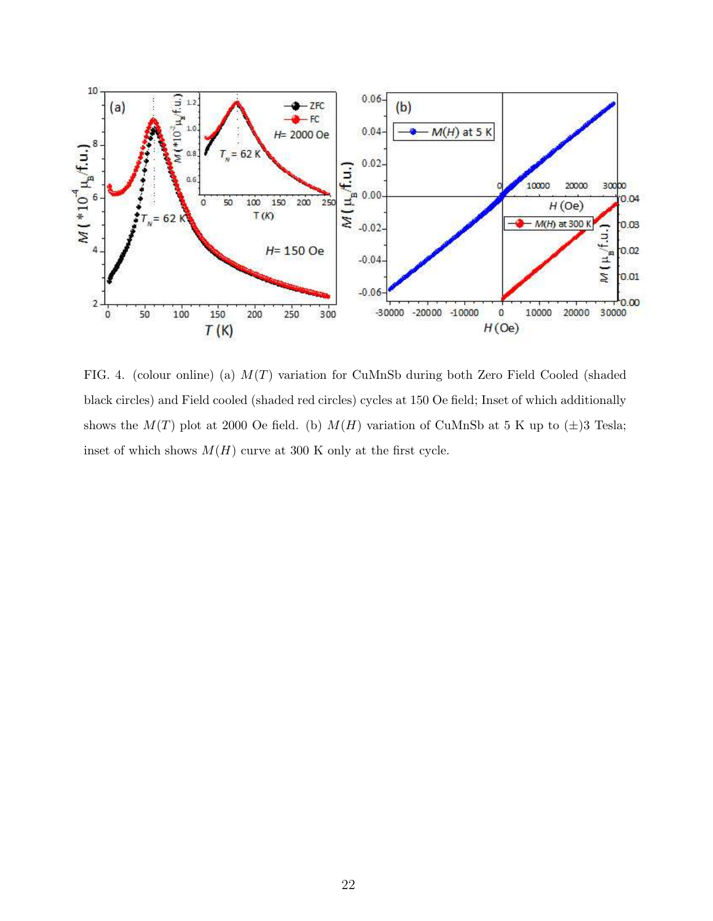FIG. 4. (colour online) (a) $M(T)$ variation for CuMnSb during both Zero Field Cooled (shaded black circles) and Field cooled (shaded red circles) cycles at 150 Oe field; Inset of which additionally shows the $M(T)$ plot at 2000 Oe field. (b) $M(H)$ variation of CuMnSb at 5 K up to ($\pm$)3 Tesla; inset of which shows $M(H)$ curve at 300 K only at the first cycle.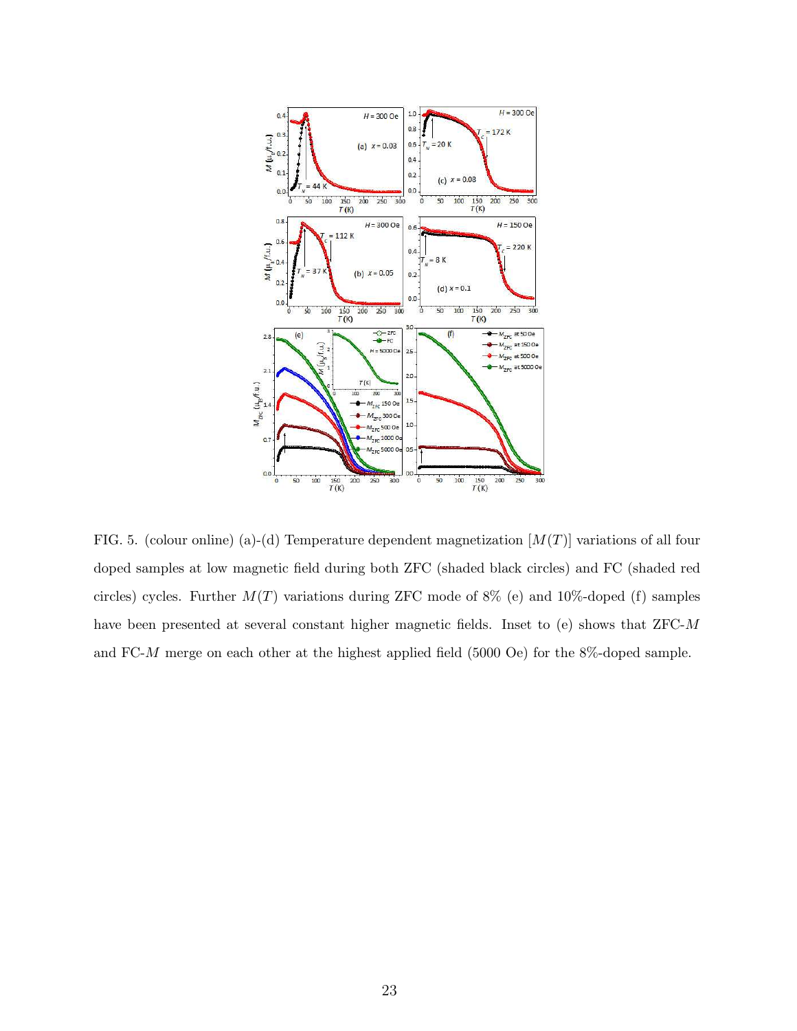FIG. 5. (colour online) (a)-(d) Temperature dependent magnetization $[M(T)]$ variations of all four doped samples at low magnetic field during both ZFC (shaded black circles) and FC (shaded red circles) cycles. Further $M(T)$ variations during ZFC mode of 8% (e) and 10%-doped (f) samples have been presented at several constant higher magnetic fields. Inset to (e) shows that ZFC-$M$ and FC-$M$ merge on each other at the highest applied field (5000 Oe) for the 8%-doped sample.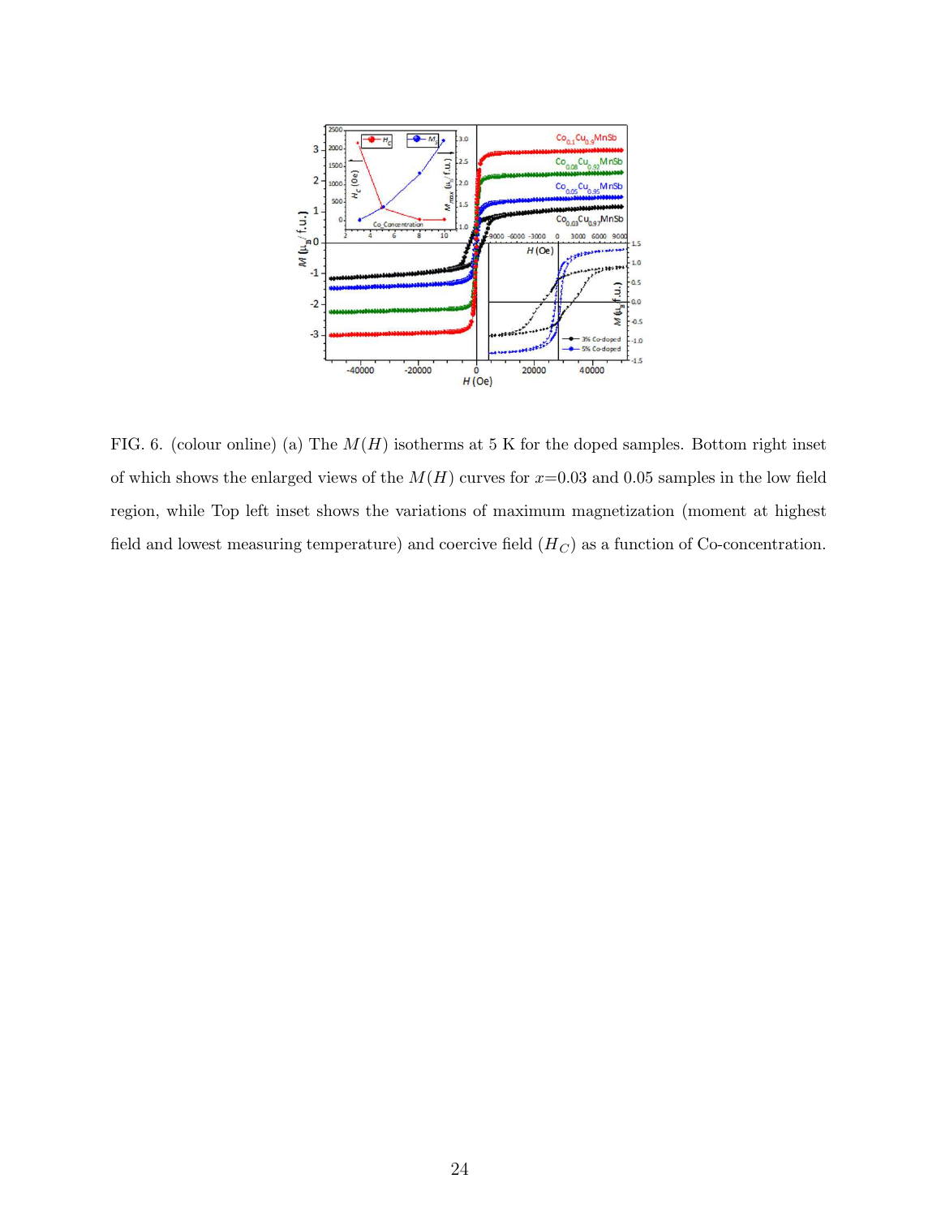FIG. 6. (colour online) (a) The $M(H)$ isotherms at 5 K for the doped samples. Bottom right inset of which shows the enlarged views of the $M(H)$ curves for $x$=0.03 and 0.05 samples in the low field region, while Top left inset shows the variations of maximum magnetization (moment at highest field and lowest measuring temperature) and coercive field ($H_C$) as a function of Co-concentration.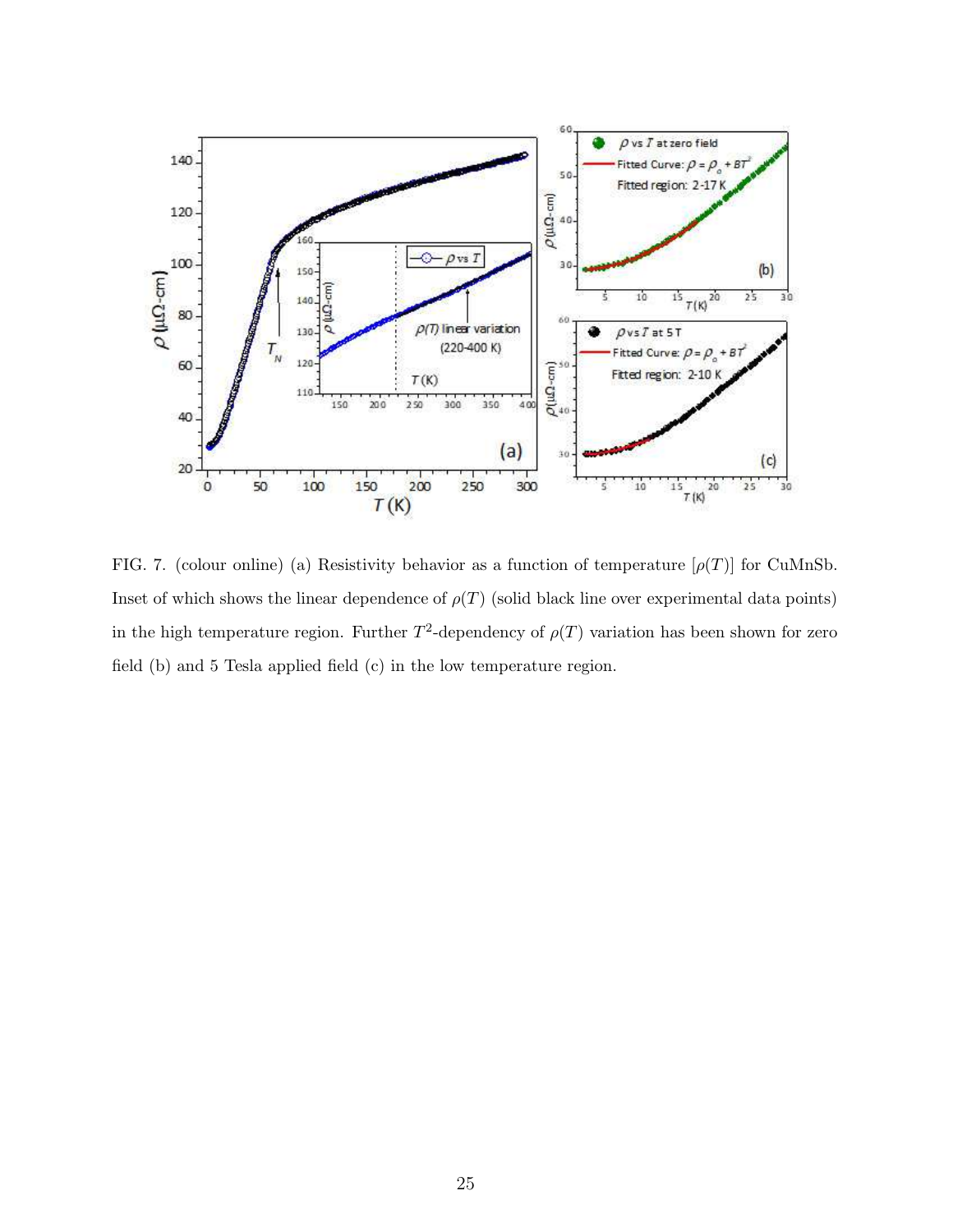FIG. 7. (colour online) (a) Resistivity behavior as a function of temperature [$\rho(T)$] for CuMnSb. Inset of which shows the linear dependence of $\rho(T)$ (solid black line over experimental data points) in the high temperature region. Further $T^2$-dependency of $\rho(T)$ variation has been shown for zero field (b) and 5 Tesla applied field (c) in the low temperature region.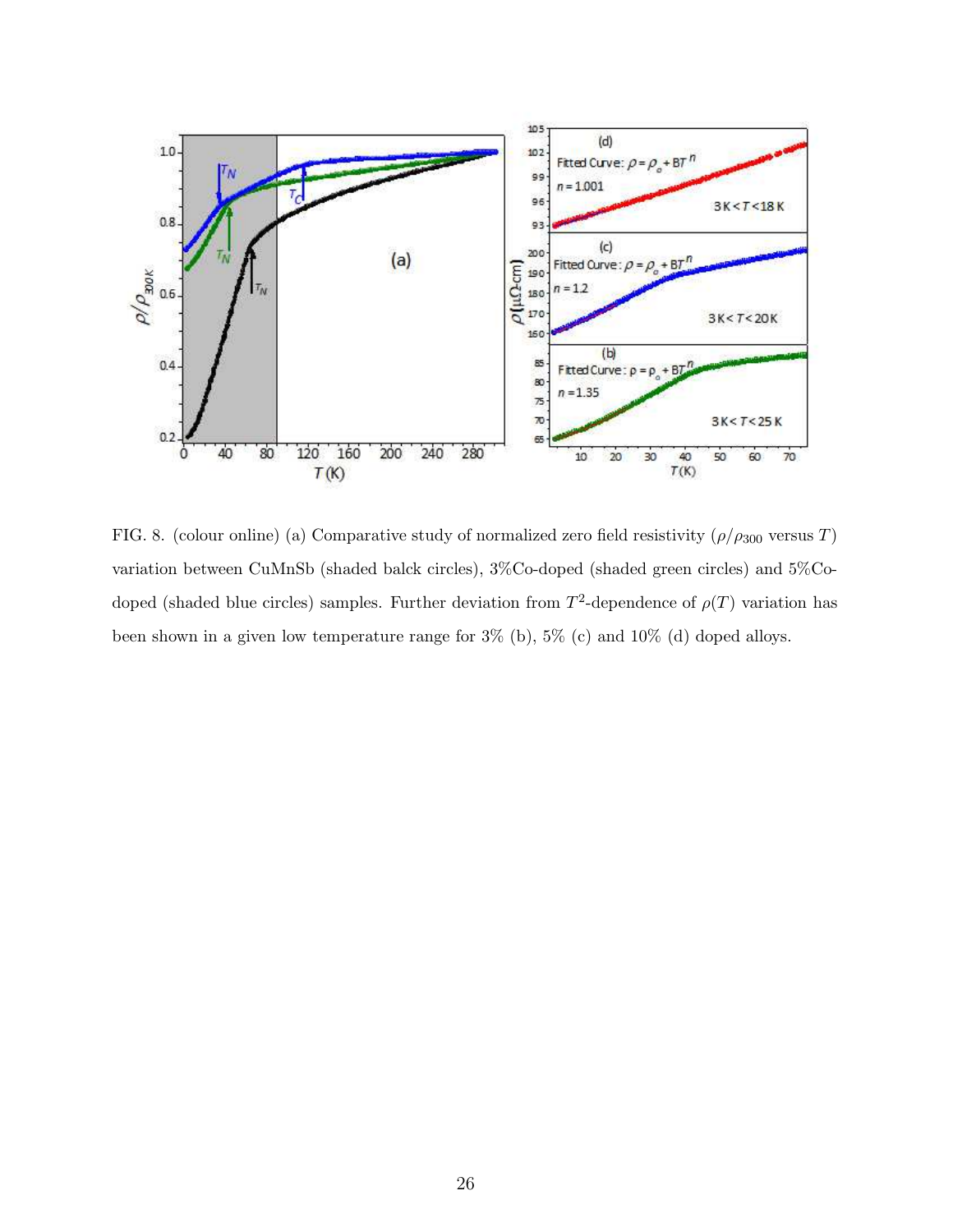FIG. 8. (colour online) (a) Comparative study of normalized zero field resistivity ($\rho/\rho_{300}$ versus $T$) variation between CuMnSb (shaded balck circles), 3%Co-doped (shaded green circles) and 5%Co-doped (shaded blue circles) samples. Further deviation from $T^2$-dependence of $\rho(T)$ variation has been shown in a given low temperature range for 3% (b), 5% (c) and 10% (d) doped alloys.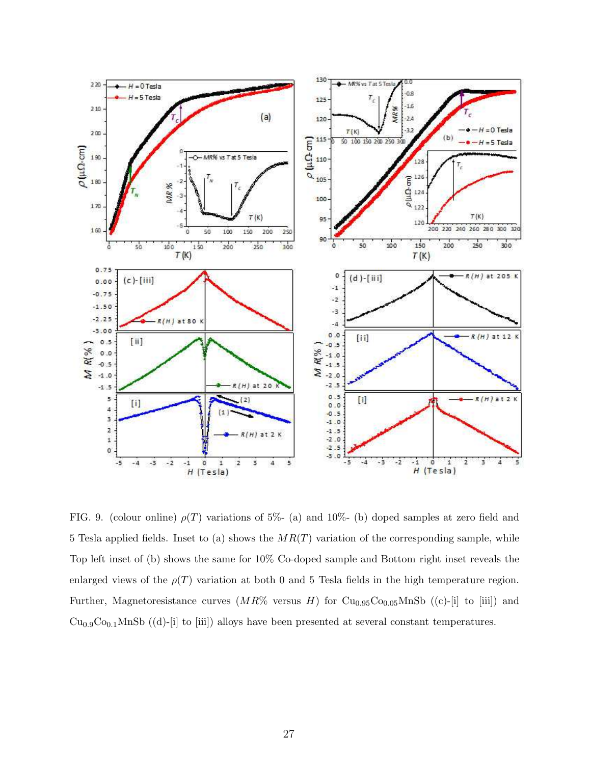FIG. 9. (colour online) $\rho(T)$ variations of 5%- (a) and 10%- (b) doped samples at zero field and 5 Tesla applied fields. Inset to (a) shows the $MR(T)$ variation of the corresponding sample, while Top left inset of (b) shows the same for 10% Co-doped sample and Bottom right inset reveals the enlarged views of the $\rho(T)$ variation at both 0 and 5 Tesla fields in the high temperature region. Further, Magnetoresistance curves ($MR\%$ versus $H$) for $Cu_{0.95}Co_{0.05}MnSb$ ((c)-[i] to [iii]) and $Cu_{0.9}Co_{0.1}MnSb$ ((d)-[i] to [iii]) alloys have been presented at several constant temperatures.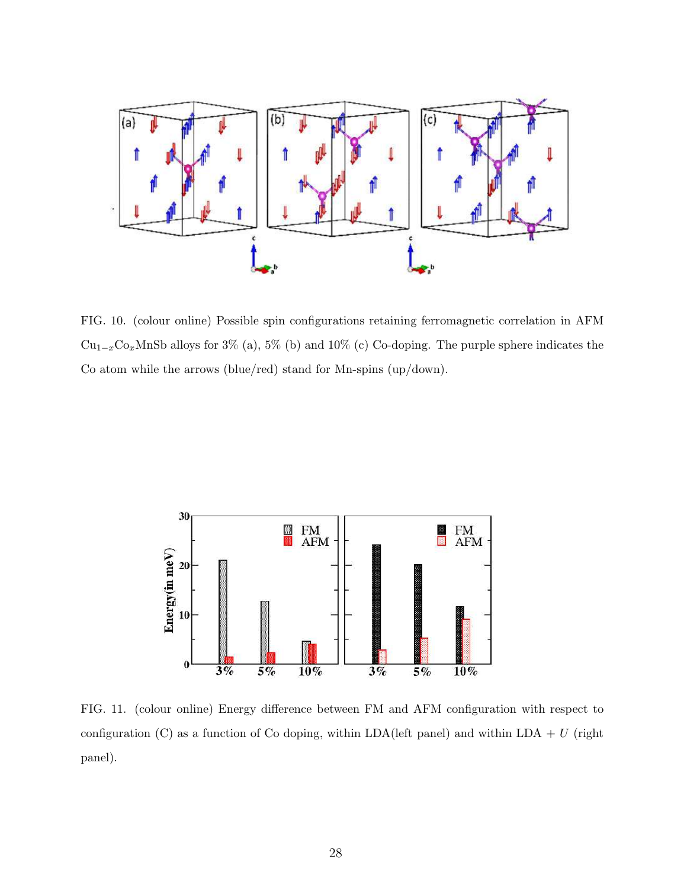FIG. 10. (colour online) Possible spin configurations retaining ferromagnetic correlation in AFM $Cu_{1-x}Co_xMnSb$ alloys for 3% (a), 5% (b) and 10% (c) Co-doping. The purple sphere indicates the Co atom while the arrows (blue/red) stand for Mn-spins (up/down).

FIG. 11. (colour online) Energy difference between FM and AFM configuration with respect to configuration (C) as a function of Co doping, within LDA(left panel) and within LDA + $U$ (right panel).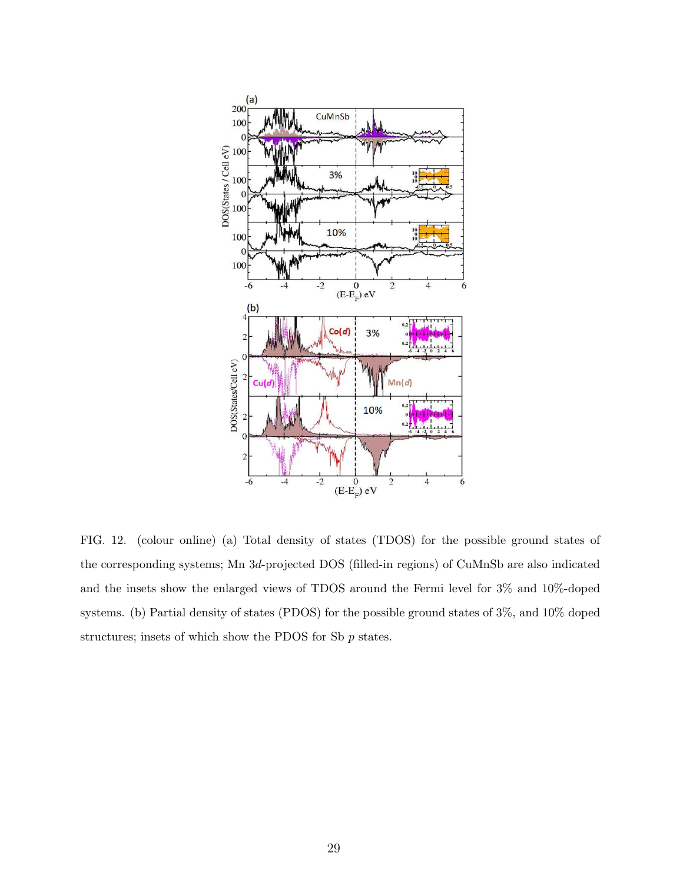FIG. 12. (colour online) (a) Total density of states (TDOS) for the possible ground states of the corresponding systems; Mn 3$d$-projected DOS (filled-in regions) of CuMnSb are also indicated and the insets show the enlarged views of TDOS around the Fermi level for 3% and 10%-doped systems. (b) Partial density of states (PDOS) for the possible ground states of 3%, and 10% doped structures; insets of which show the PDOS for Sb $p$ states.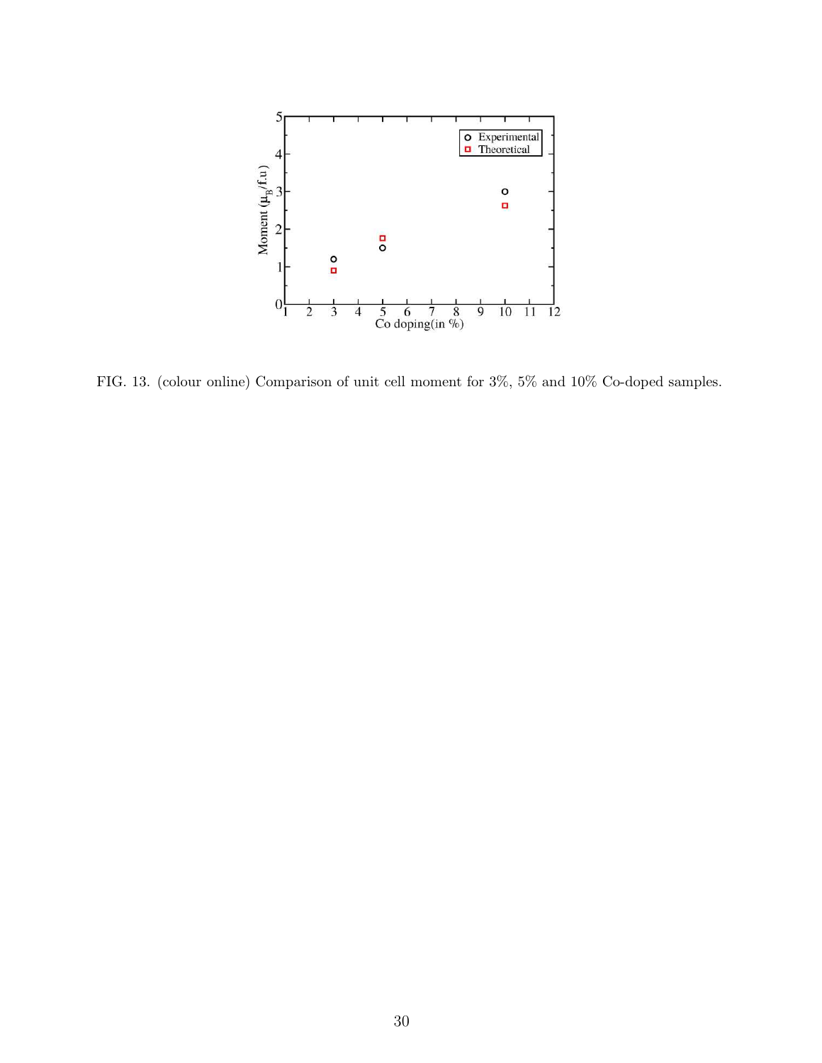Moment ($\mu_B$/f.u)

Co doping(in %)

Experimental

Theoretical

0 1 2 3 4 5

1 2 3 4 5 6 7 8 9 10 11 12

FIG. 13. (colour online) Comparison of unit cell moment for 3%, 5% and 10% Co-doped samples.